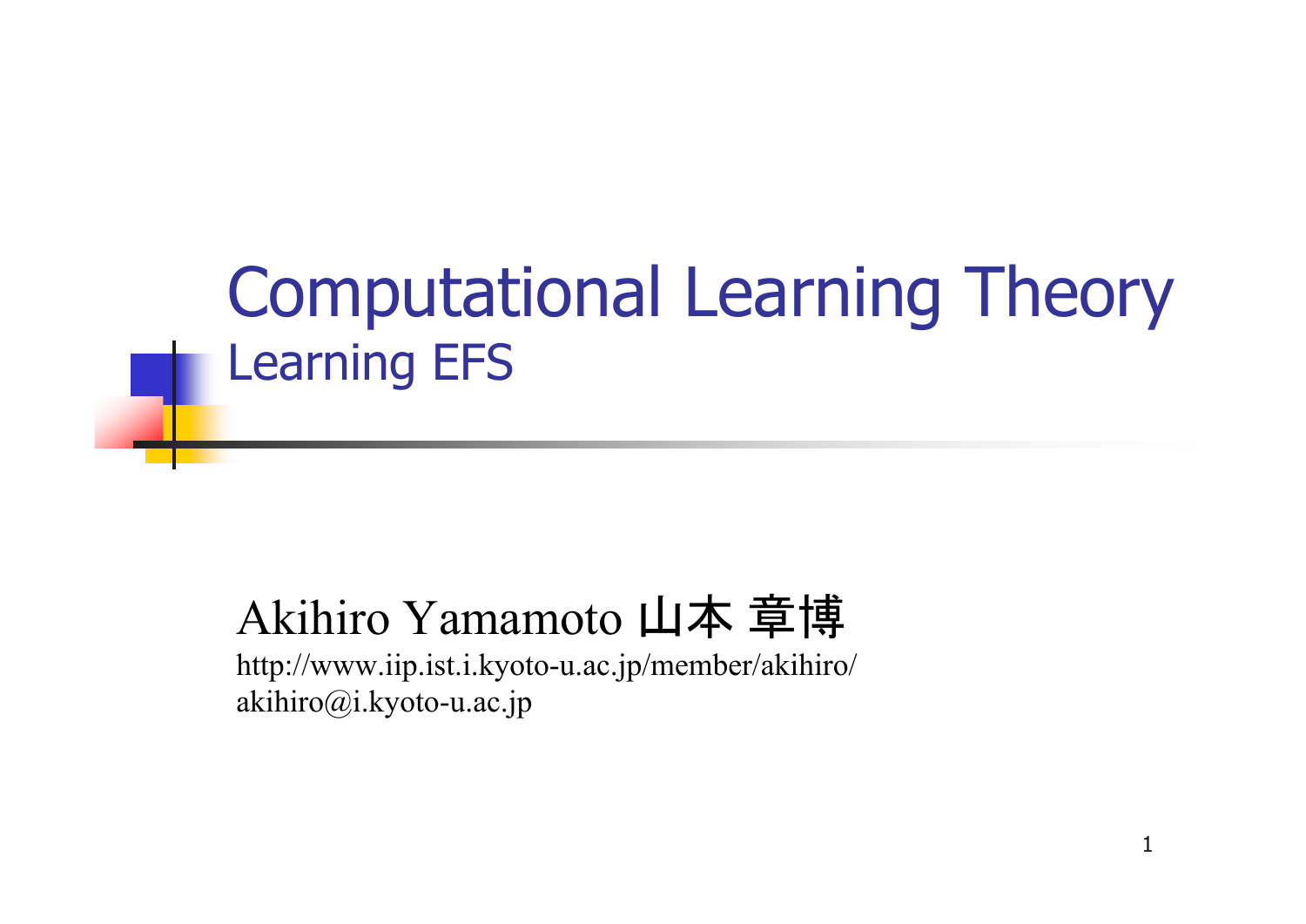# Computational Learning Theory

## Learning EFS

Akihiro Yamamoto 山本 章博

http://www.iip.ist.i.kyoto-u.ac.jp/member/akihiro/

akihiro@i.kyoto-u.ac.jp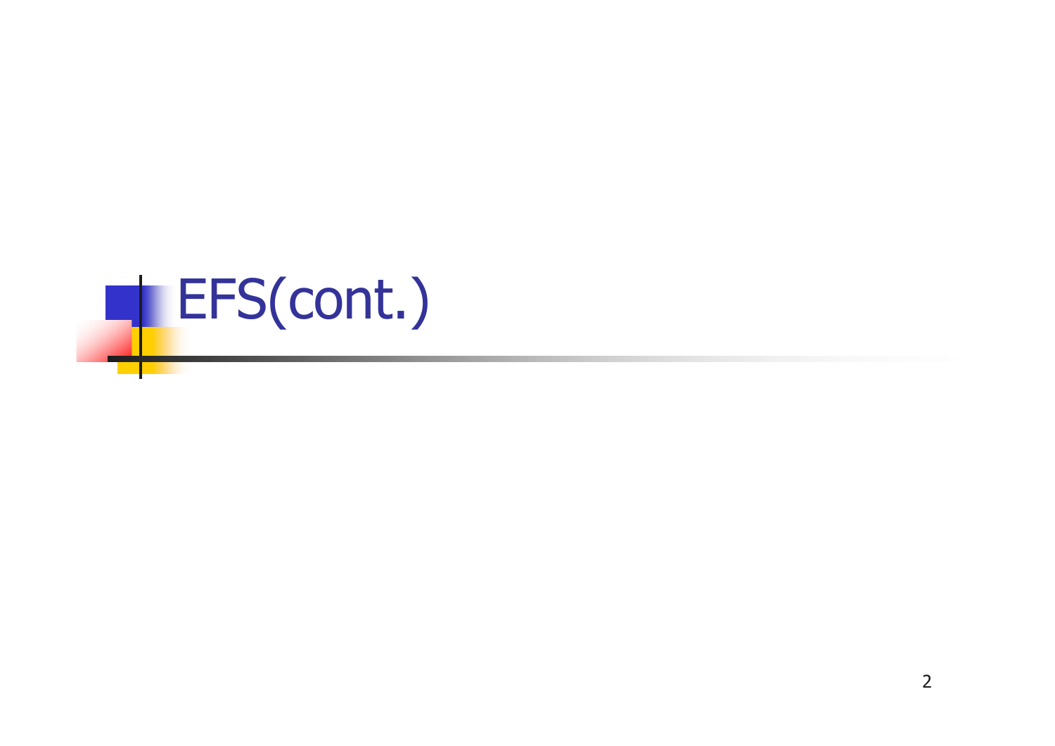# EFS(cont.)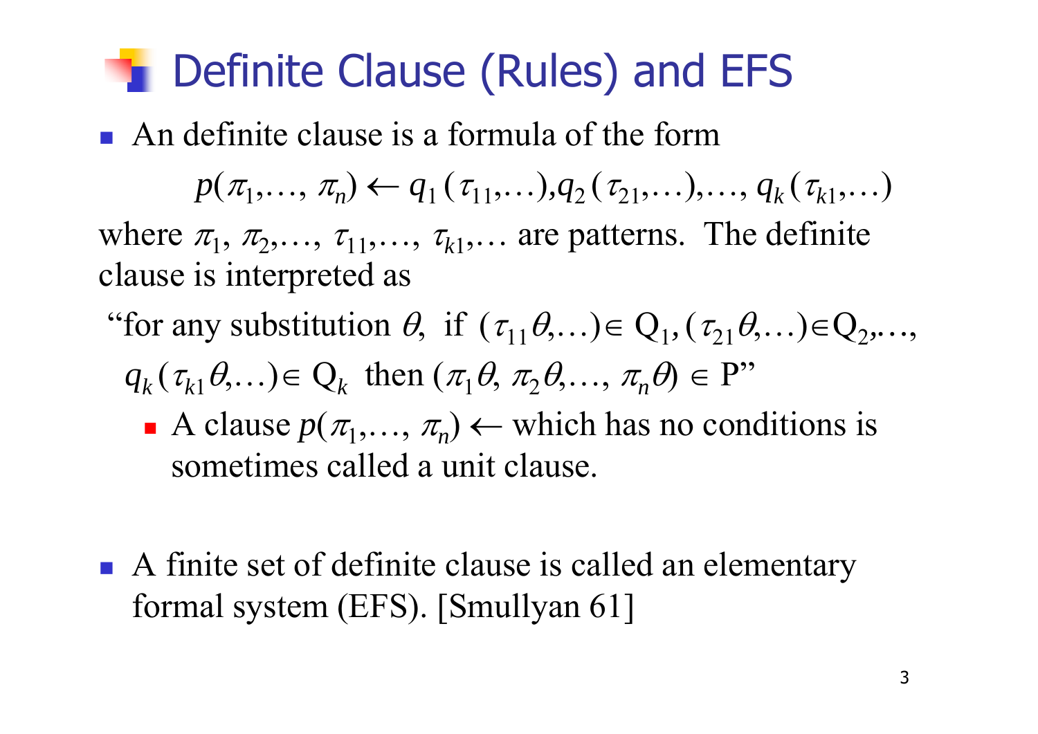# Definite Clause (Rules) and EFS

- An definite clause is a formula of the form

$$p(\pi_1,\ldots,\pi_n) \leftarrow q_1(\tau_{11},\ldots), q_2(\tau_{21},\ldots),\ldots, q_k(\tau_{k1},\ldots)$$

where $\pi_1, \pi_2,\ldots, \tau_{11},\ldots, \tau_{k1},\ldots$ are patterns. The definite clause is interpreted as

"for any substitution $\theta$, if $(\tau_{11}\theta,\ldots) \in Q_1, (\tau_{21}\theta,\ldots) \in Q_2,\ldots,$ $q_k(\tau_{k1}\theta,\ldots) \in Q_k$ then $(\pi_1\theta, \pi_2\theta,\ldots, \pi_n\theta) \in P$"

  - A clause $p(\pi_1,\ldots,\pi_n) \leftarrow$ which has no conditions is sometimes called a unit clause.

- A finite set of definite clause is called an elementary formal system (EFS). [Smullyan 61]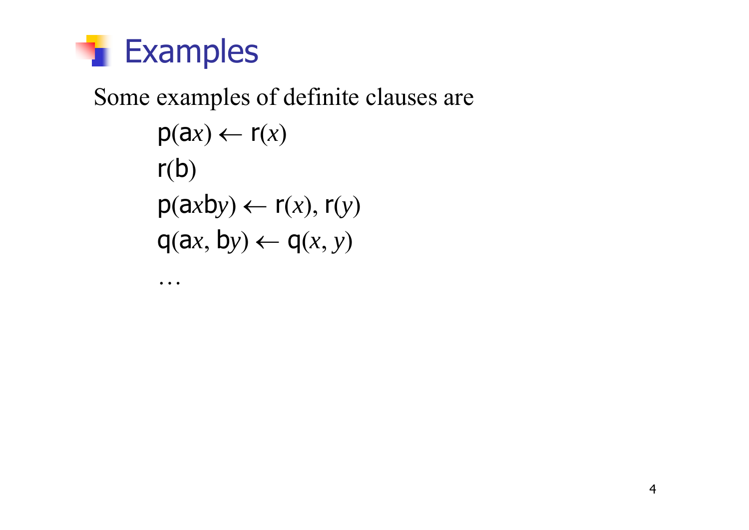# Examples

Some examples of definite clauses are

$$\mathsf{p}(\mathsf{a}x) \leftarrow \mathsf{r}(x)$$

$$\mathsf{r}(\mathsf{b})$$

$$\mathsf{p}(\mathsf{a}x\mathsf{b}y) \leftarrow \mathsf{r}(x), \mathsf{r}(y)$$

$$\mathsf{q}(\mathsf{a}x, \mathsf{b}y) \leftarrow \mathsf{q}(x, y)$$

…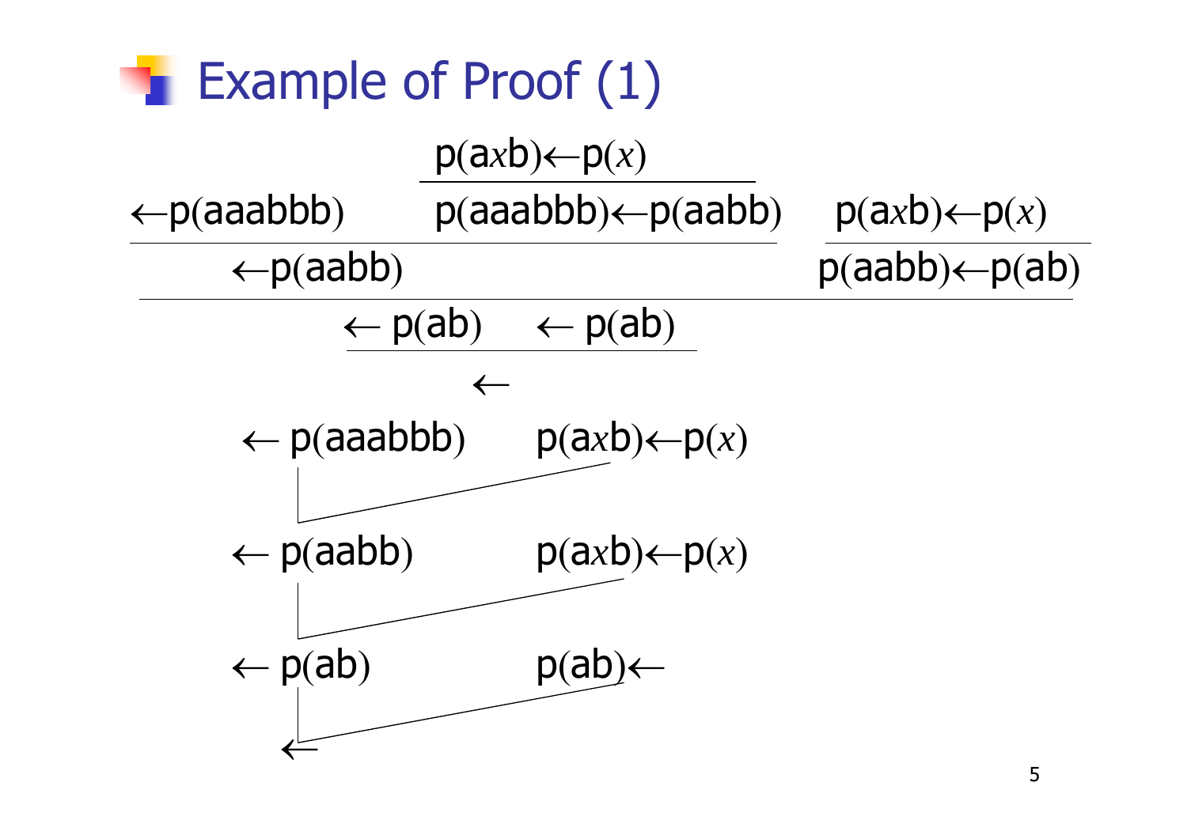# Example of Proof (1)

$$
\dfrac{\dfrac{\leftarrow p(aaabbb) \qquad \dfrac{p(axb) \leftarrow p(x)}{p(aaabbb) \leftarrow p(aabb)}}{\leftarrow p(aabb)} \qquad \dfrac{p(axb) \leftarrow p(x)}{p(aabb) \leftarrow p(ab)}}{\dfrac{\leftarrow p(ab) \qquad \leftarrow p(ab)}{\leftarrow}}
$$

$\leftarrow p(aaabbb) \qquad p(axb) \leftarrow p(x)$

$\leftarrow p(aabb) \qquad p(axb) \leftarrow p(x)$

$\leftarrow p(ab) \qquad p(ab) \leftarrow$

$\leftarrow$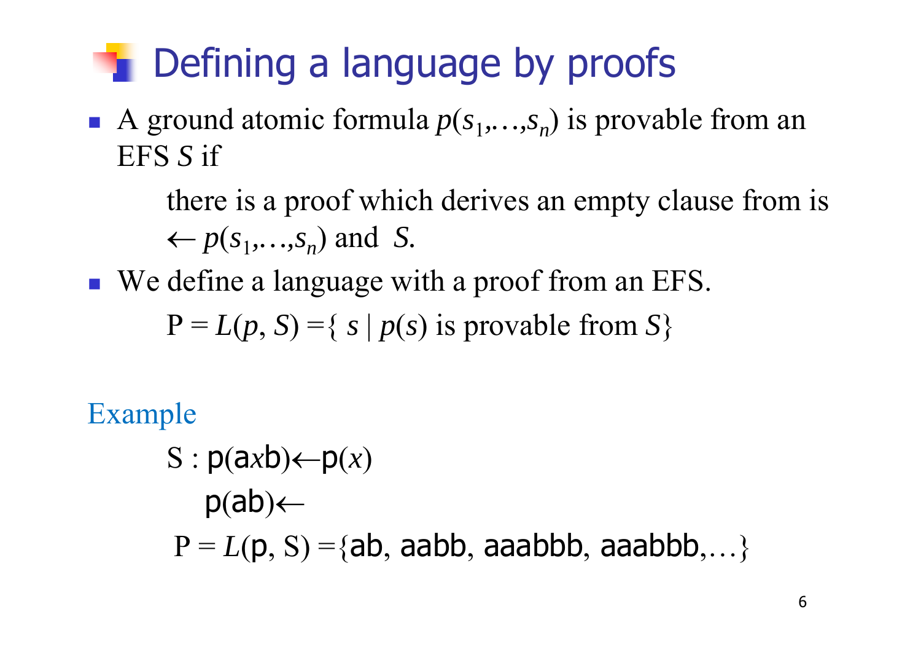# Defining a language by proofs

- A ground atomic formula $p(s_1,\ldots,s_n)$ is provable from an EFS $S$ if

  there is a proof which derives an empty clause from is $\leftarrow p(s_1,\ldots,s_n)$ and $S$.

- We define a language with a proof from an EFS.

  $\mathrm{P} = L(p, S) = \{\, s \mid p(s) \text{ is provable from } S\}$

Example

$S$ : $\mathrm{p}(\mathrm{a}x\mathrm{b}) \leftarrow \mathrm{p}(x)$

$\quad\;\;\mathrm{p}(\mathrm{ab}) \leftarrow$

$\mathrm{P} = L(\mathrm{p}, \mathrm{S}) = \{$ab, aabb, aaabbb, aaabbb,$\ldots\}$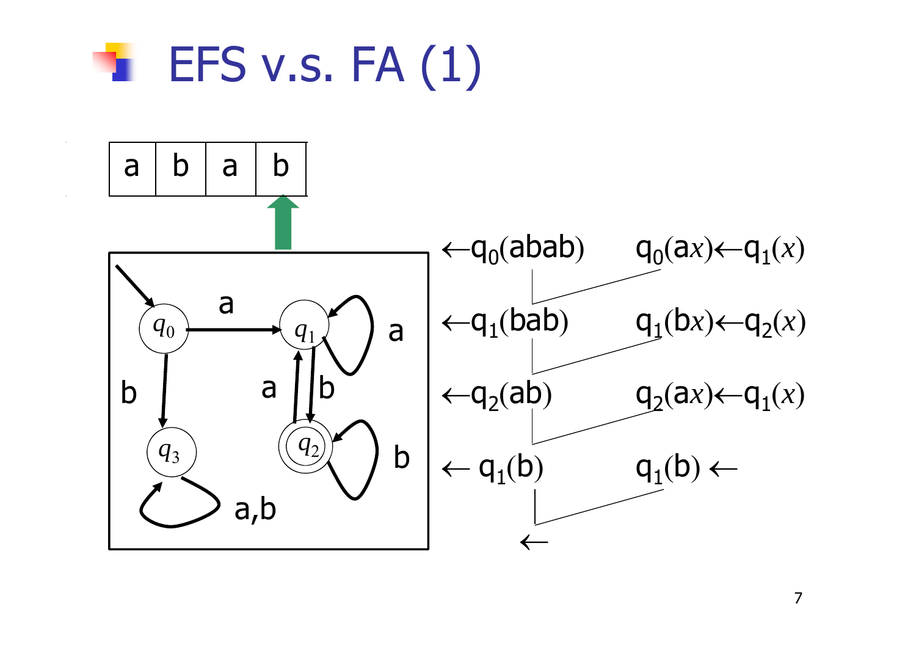# EFS v.s. FA (1)

| a | b | a | b |
|---|---|---|---|

$\leftarrow q_0(abab)$ $\quad$ $q_0(ax) \leftarrow q_1(x)$

$\leftarrow q_1(bab)$ $\quad$ $q_1(bx) \leftarrow q_2(x)$

$\leftarrow q_2(ab)$ $\quad$ $q_2(ax) \leftarrow q_1(x)$

$\leftarrow q_1(b)$ $\quad$ $q_1(b) \leftarrow$

$\leftarrow$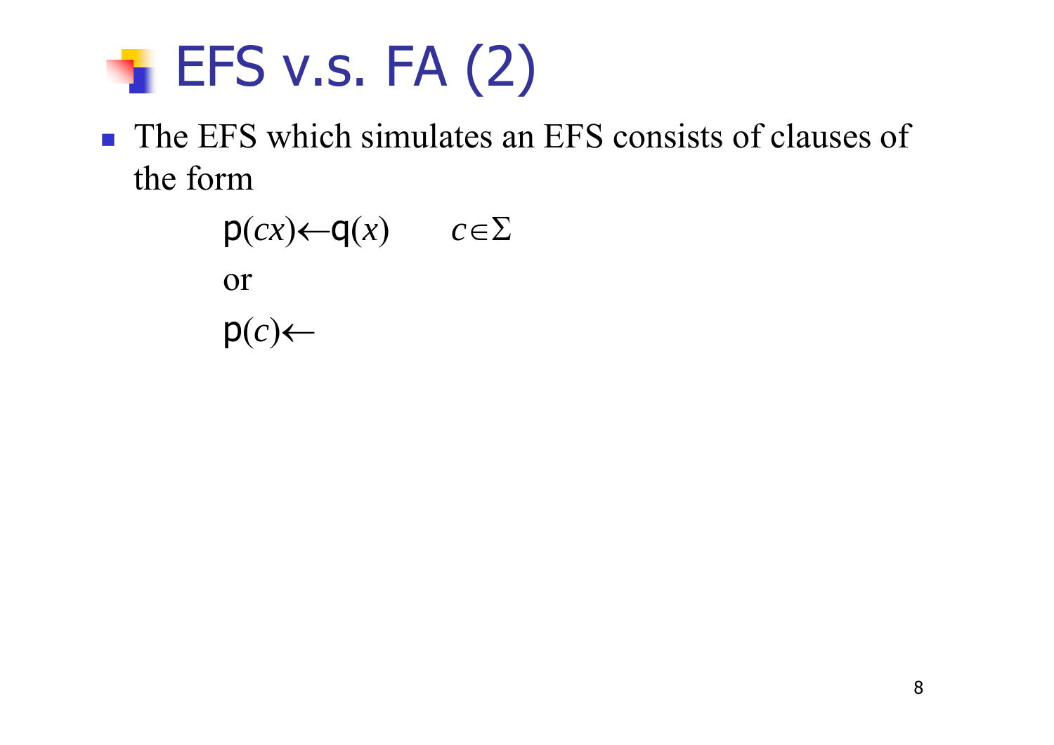# EFS v.s. FA (2)

- The EFS which simulates an EFS consists of clauses of the form

$$\mathrm{p}(cx) \leftarrow \mathrm{q}(x) \qquad c \in \Sigma$$

or

$$\mathrm{p}(c) \leftarrow$$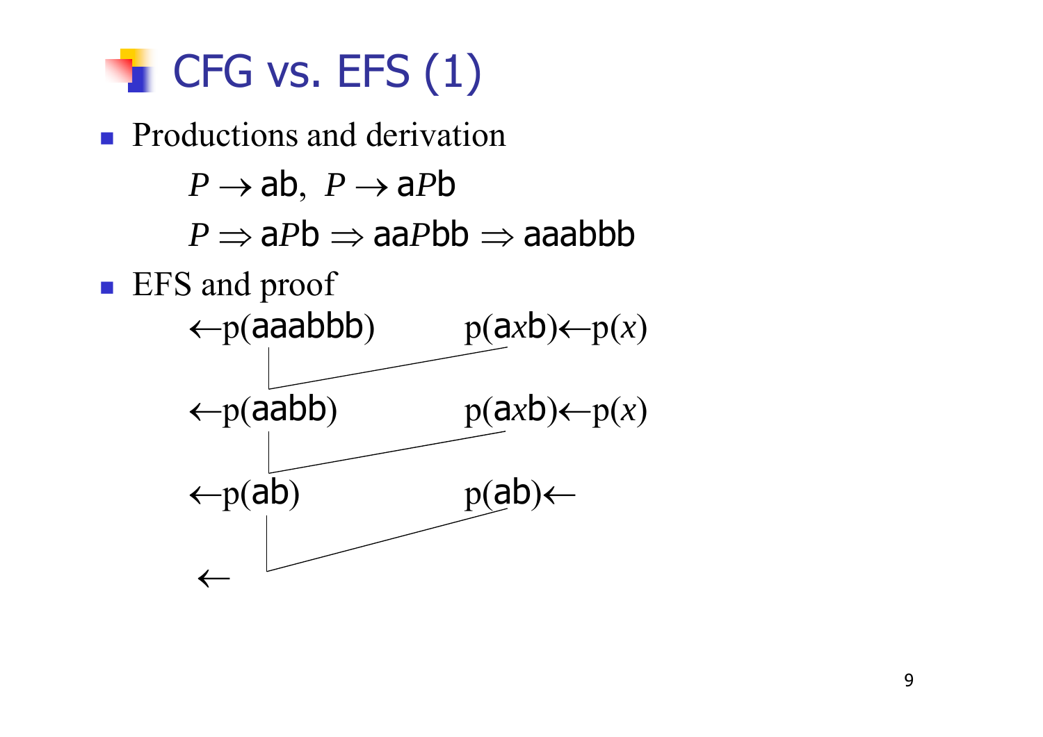# CFG vs. EFS (1)

- Productions and derivation

$$P \rightarrow \mathsf{ab},\ \ P \rightarrow \mathsf{a}P\mathsf{b}$$

$$P \Rightarrow \mathsf{a}P\mathsf{b} \Rightarrow \mathsf{aa}P\mathsf{bb} \Rightarrow \mathsf{aaabbb}$$

- EFS and proof

$$\leftarrow \mathrm{p}(\mathsf{aaabbb}) \qquad \mathrm{p}(\mathsf{a}x\mathsf{b}) \leftarrow \mathrm{p}(x)$$

$$\leftarrow \mathrm{p}(\mathsf{aabb}) \qquad \mathrm{p}(\mathsf{a}x\mathsf{b}) \leftarrow \mathrm{p}(x)$$

$$\leftarrow \mathrm{p}(\mathsf{ab}) \qquad \mathrm{p}(\mathsf{ab}) \leftarrow$$

$$\leftarrow$$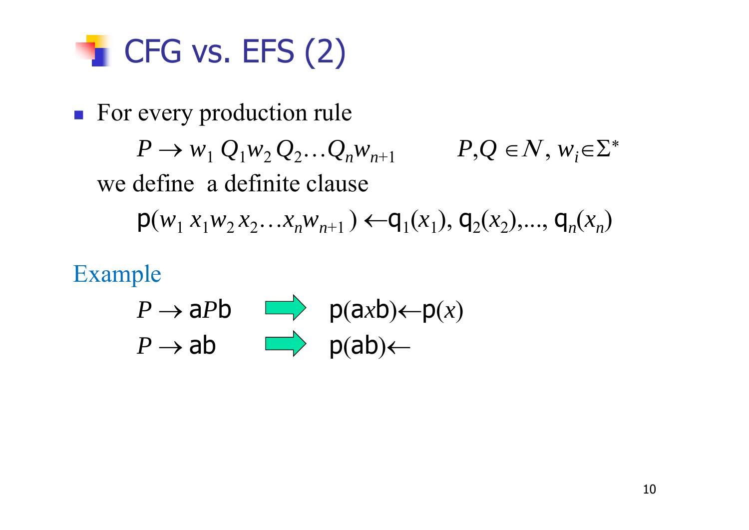# CFG vs. EFS (2)

- For every production rule

$$P \rightarrow w_1\, Q_1 w_2\, Q_2 \ldots Q_n w_{n+1} \qquad P, Q \in N,\ w_i \in \Sigma^*$$

we define a definite clause

$$\mathrm{p}(w_1\, x_1 w_2\, x_2 \ldots x_n w_{n+1}) \leftarrow \mathrm{q}_1(x_1),\ \mathrm{q}_2(x_2), \ldots,\ \mathrm{q}_n(x_n)$$

Example

$$P \rightarrow \mathrm{a}P\mathrm{b} \quad \Rightarrow \quad \mathrm{p}(\mathrm{a}x\mathrm{b}) \leftarrow \mathrm{p}(x)$$

$$P \rightarrow \mathrm{ab} \quad \Rightarrow \quad \mathrm{p}(\mathrm{ab}) \leftarrow$$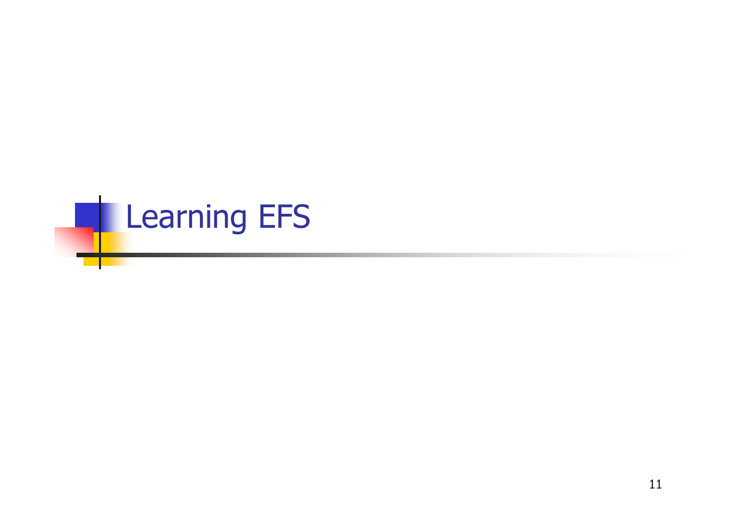# Learning EFS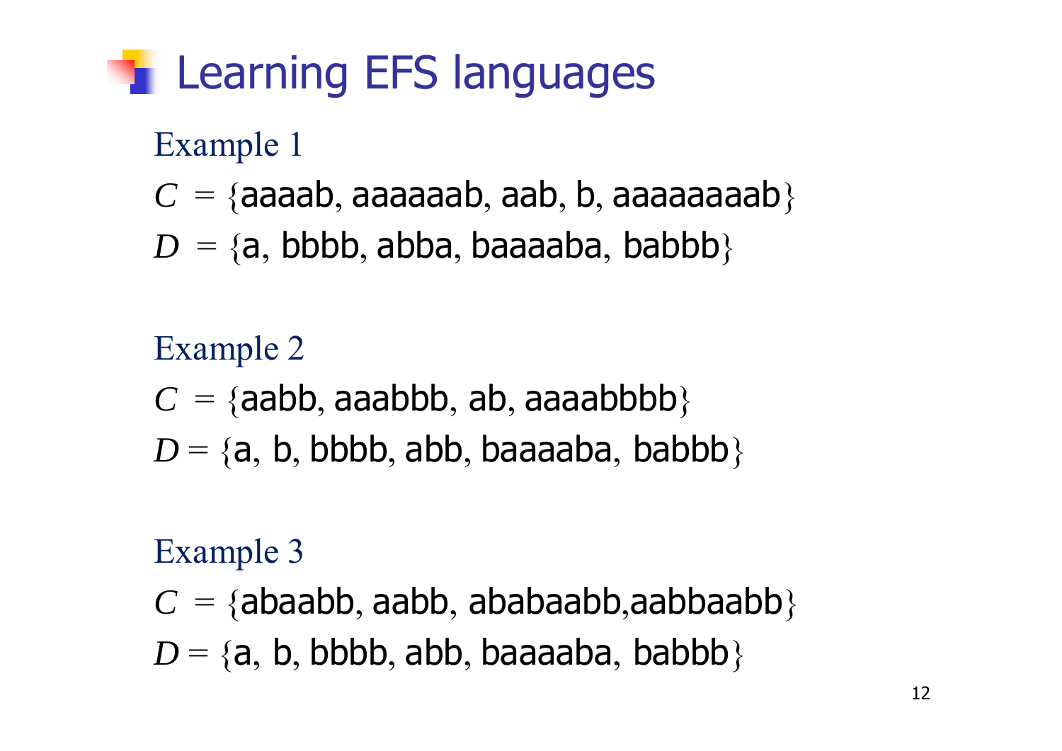# Learning EFS languages

Example 1

$C$ = {aaaab, aaaaaab, aab, b, aaaaaaaab}

$D$ = {a, bbbb, abba, baaaaba, babbb}

Example 2

$C$ = {aabb, aaabbb, ab, aaaabbbb}

$D$ = {a, b, bbbb, abb, baaaaba, babbb}

Example 3

$C$ = {abaabb, aabb, ababaabb,aabbaabb}

$D$ = {a, b, bbbb, abb, baaaaba, babbb}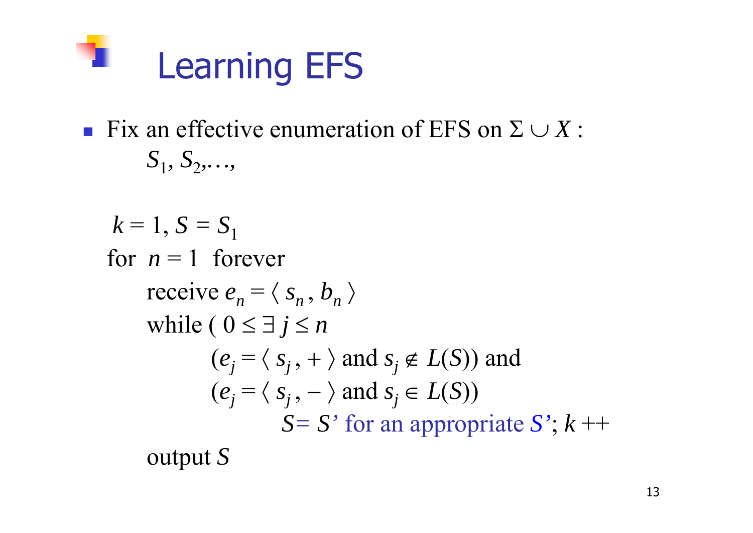# Learning EFS

- Fix an effective enumeration of EFS on $\Sigma \cup X$ :
  $S_1, S_2, \ldots,$

```
k = 1, S = S_1
for n = 1 forever
    receive e_n = ⟨ s_n , b_n ⟩
    while ( 0 ≤ ∃ j ≤ n
            (e_j = ⟨ s_j , + ⟩ and s_j ∉ L(S)) and
            (e_j = ⟨ s_j , − ⟩ and s_j ∈ L(S))
                S = S' for an appropriate S'; k ++
    output S
```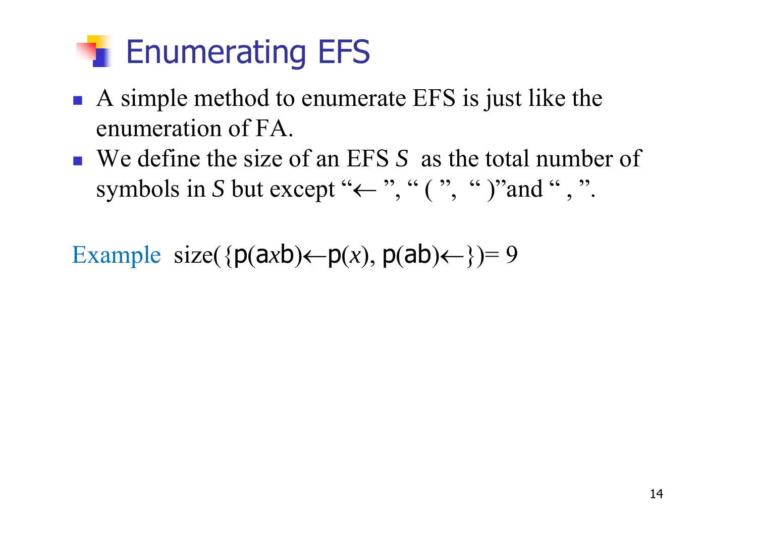# Enumerating EFS

- A simple method to enumerate EFS is just like the enumeration of FA.
- We define the size of an EFS *S* as the total number of symbols in *S* but except "← ", " ( ", " )"and " , ".

Example size({p(a*x*b)←p(*x*), p(ab)←})= 9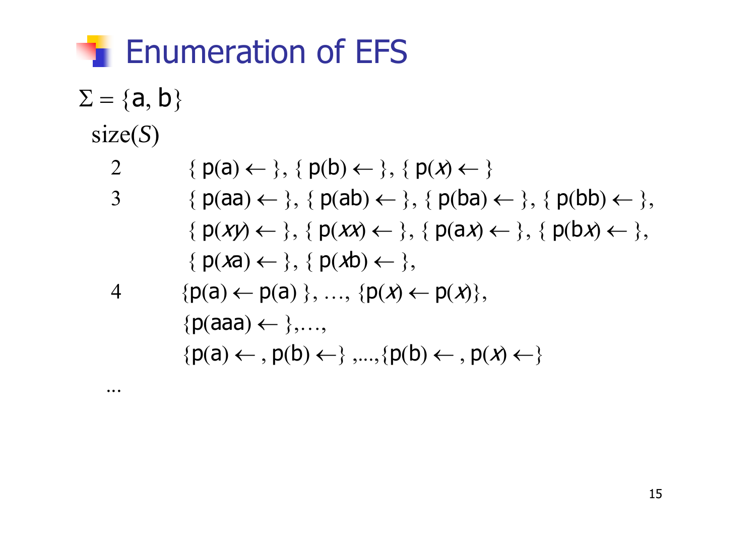# Enumeration of EFS

$\Sigma = \{a, b\}$

| size($S$) | |
|---|---|
| 2 | $\{ p(a) \leftarrow \}$, $\{ p(b) \leftarrow \}$, $\{ p(x) \leftarrow \}$ |
| 3 | $\{ p(aa) \leftarrow \}$, $\{ p(ab) \leftarrow \}$, $\{ p(ba) \leftarrow \}$, $\{ p(bb) \leftarrow \}$, $\{ p(xy) \leftarrow \}$, $\{ p(xx) \leftarrow \}$, $\{ p(ax) \leftarrow \}$, $\{ p(bx) \leftarrow \}$, $\{ p(xa) \leftarrow \}$, $\{ p(xb) \leftarrow \}$, |
| 4 | $\{p(a) \leftarrow p(a) \}$, …, $\{p(x) \leftarrow p(x)\}$, $\{p(aaa) \leftarrow \}$,…, $\{p(a) \leftarrow , p(b) \leftarrow\}$ ,....,$\{p(b) \leftarrow , p(x) \leftarrow\}$ |
| … | |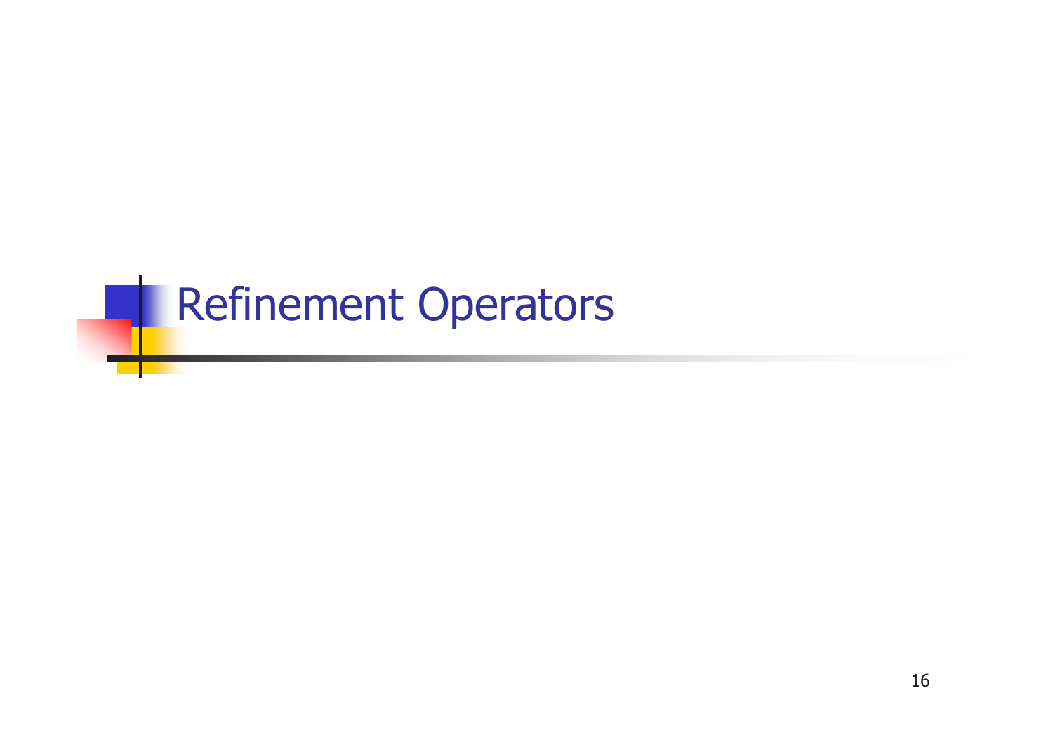# Refinement Operators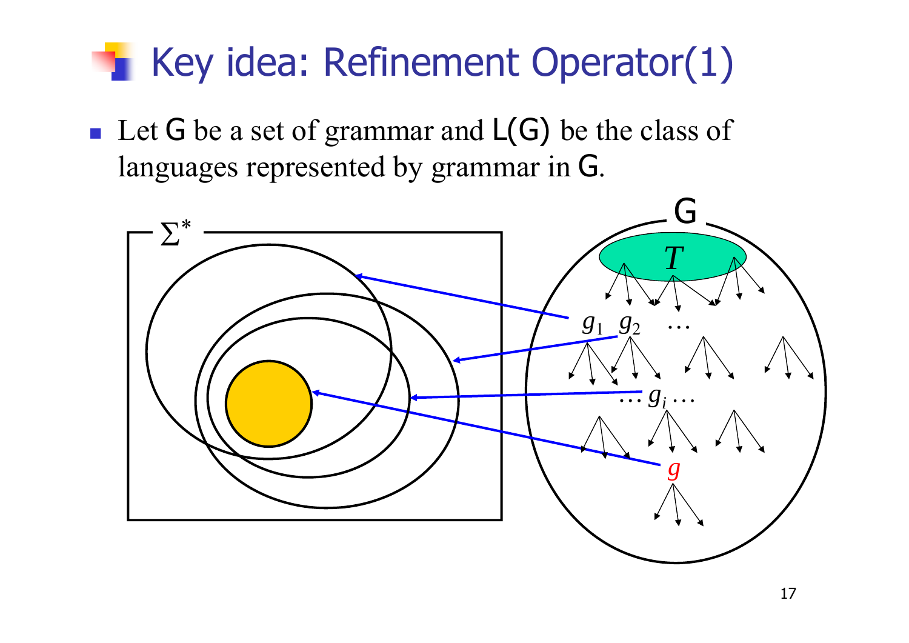# Key idea: Refinement Operator(1)

- Let G be a set of grammar and L(G) be the class of languages represented by grammar in G.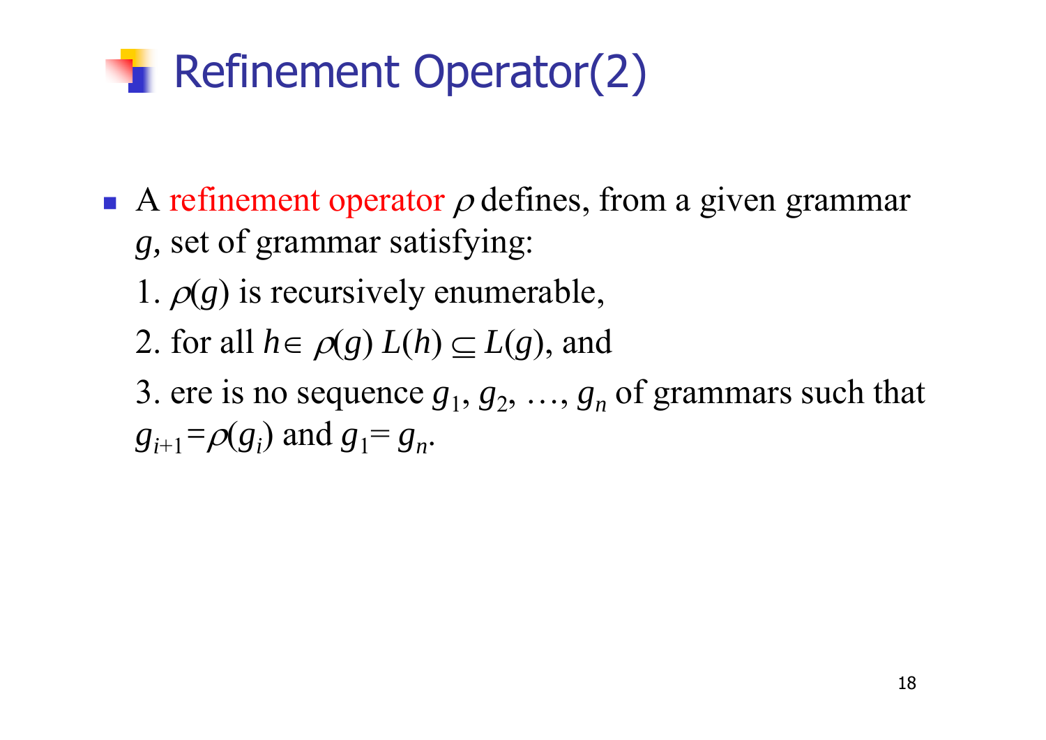# Refinement Operator(2)

- A refinement operator $\rho$ defines, from a given grammar $g$, set of grammar satisfying:

  1. $\rho(g)$ is recursively enumerable,

  2. for all $h \in \rho(g)$ $L(h) \subseteq L(g)$, and

  3. ere is no sequence $g_1, g_2, \ldots, g_n$ of grammars such that $g_{i+1} = \rho(g_i)$ and $g_1 = g_n$.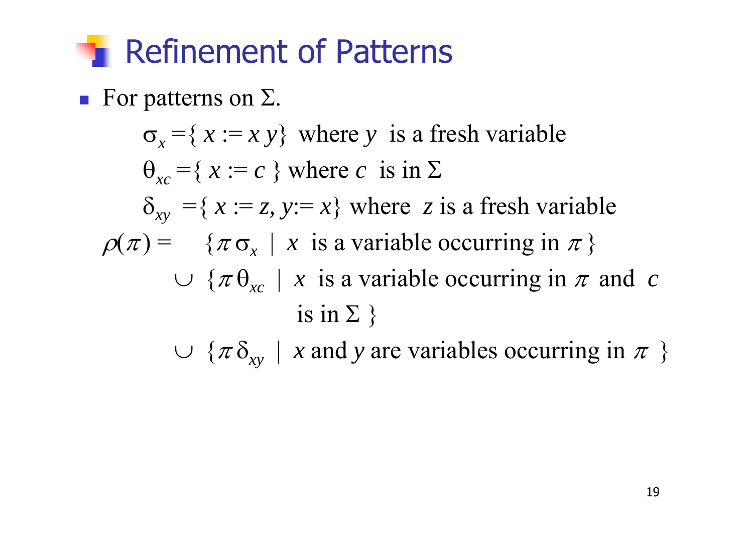# Refinement of Patterns

- For patterns on $\Sigma$.

$$\sigma_x = \{ x := x\, y \} \text{ where } y \text{ is a fresh variable}$$

$$\theta_{xc} = \{ x := c \} \text{ where } c \text{ is in } \Sigma$$

$$\delta_{xy} = \{ x := z,\ y := x \} \text{ where } z \text{ is a fresh variable}$$

$$
\begin{aligned}
\rho(\pi) = \ & \{ \pi\,\sigma_x \mid x \text{ is a variable occurring in } \pi \} \\
& \cup \{ \pi\,\theta_{xc} \mid x \text{ is a variable occurring in } \pi \text{ and } c \text{ is in } \Sigma \} \\
& \cup \{ \pi\,\delta_{xy} \mid x \text{ and } y \text{ are variables occurring in } \pi \}
\end{aligned}
$$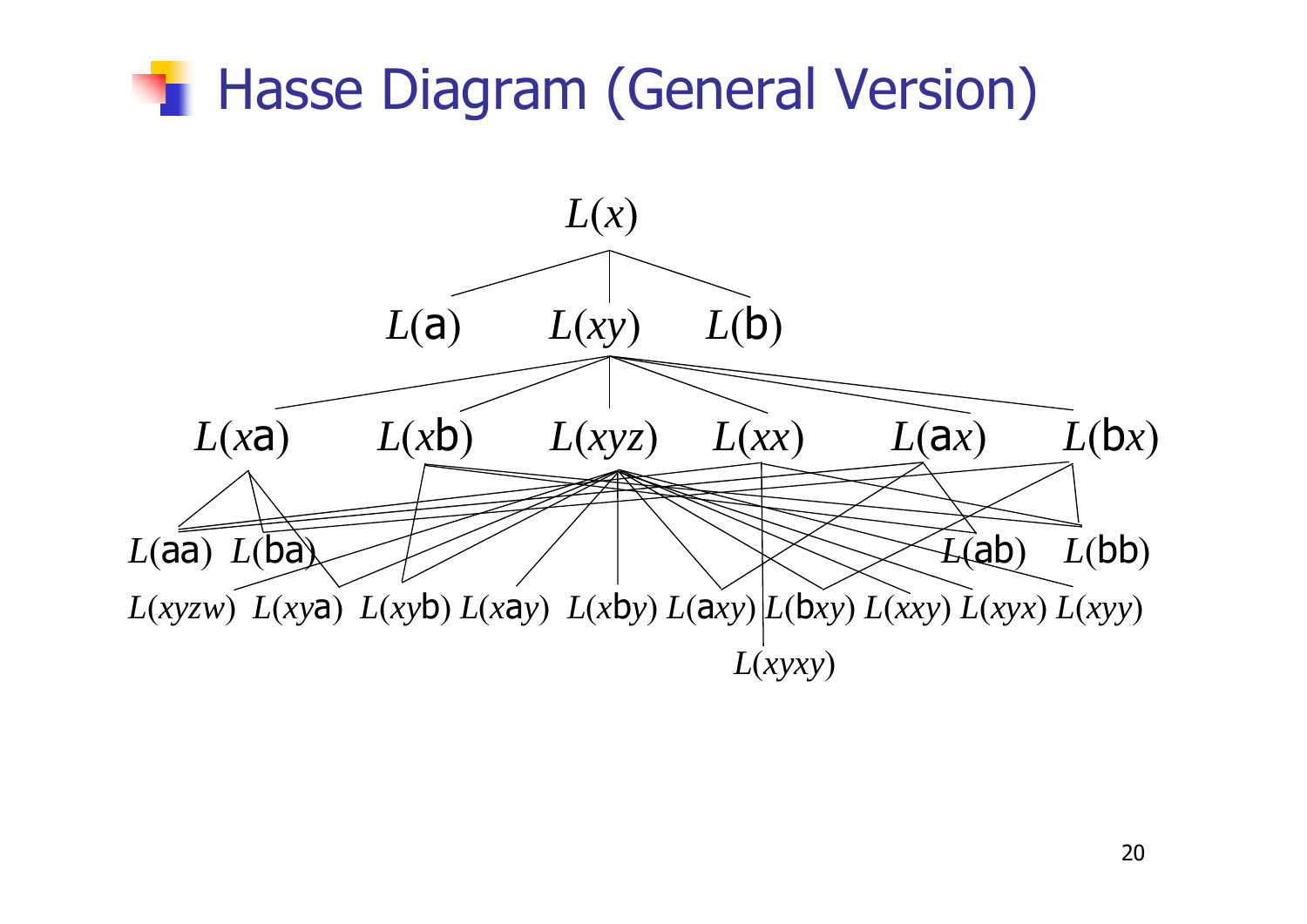# Hasse Diagram (General Version)

$L(x)$

$L(\mathsf{a})$ $L(xy)$ $L(\mathsf{b})$

$L(x\mathsf{a})$ $L(x\mathsf{b})$ $L(xyz)$ $L(xx)$ $L(\mathsf{a}x)$ $L(\mathsf{b}x)$

$L(\mathsf{aa})$ $L(\mathsf{ba})$ $L(\mathsf{ab})$ $L(\mathsf{bb})$

$L(xyzw)$ $L(xy\mathsf{a})$ $L(xy\mathsf{b})$ $L(x\mathsf{a}y)$ $L(x\mathsf{b}y)$ $L(\mathsf{a}xy)$ $L(\mathsf{b}xy)$ $L(xxy)$ $L(xyx)$ $L(xyy)$

$L(xyxy)$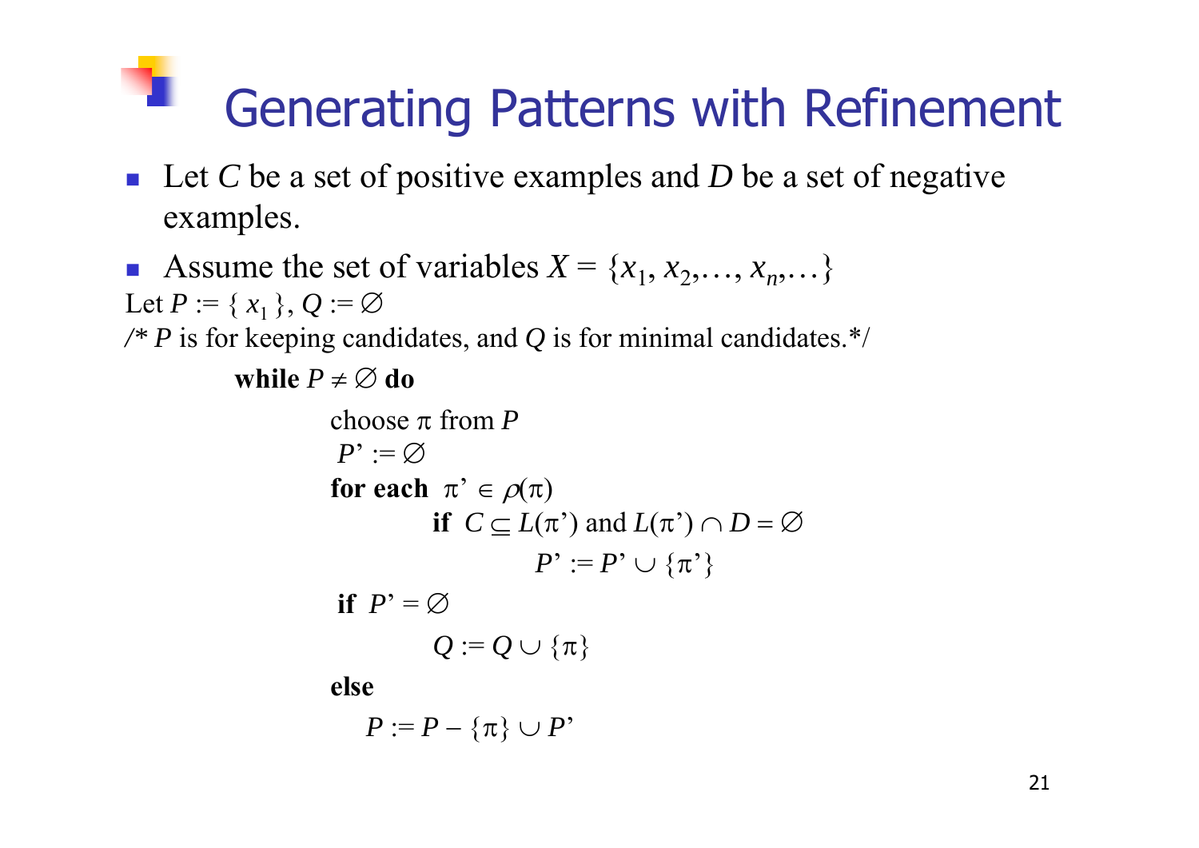# Generating Patterns with Refinement

- Let $C$ be a set of positive examples and $D$ be a set of negative examples.
- Assume the set of variables $X = \{x_1, x_2, \ldots, x_n, \ldots\}$

Let $P := \{ x_1 \}$, $Q := \varnothing$

/* $P$ is for keeping candidates, and $Q$ is for minimal candidates.*/

**while** $P \neq \varnothing$ **do**

choose $\pi$ from $P$

$P' := \varnothing$

**for each** $\pi' \in \rho(\pi)$

**if** $C \subseteq L(\pi')$ and $L(\pi') \cap D = \varnothing$

$P' := P' \cup \{\pi'\}$

**if** $P' = \varnothing$

$Q := Q \cup \{\pi\}$

**else**

$P := P - \{\pi\} \cup P'$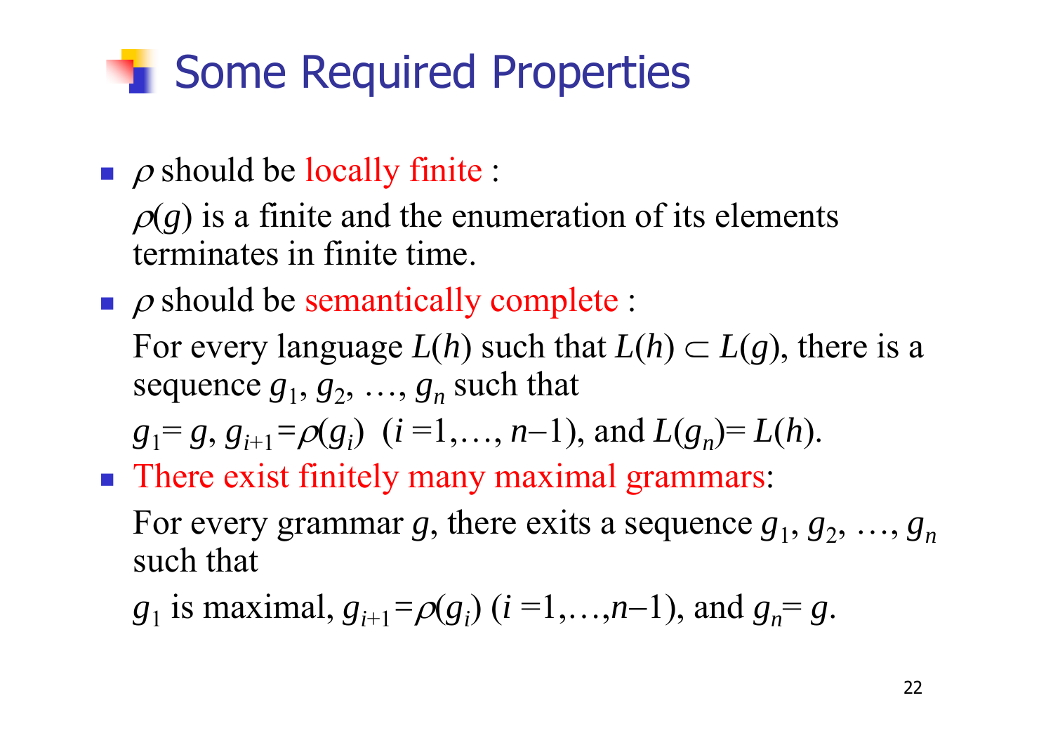# Some Required Properties

- $\rho$ should be locally finite :

  $\rho(g)$ is a finite and the enumeration of its elements terminates in finite time.

- $\rho$ should be semantically complete :

  For every language $L(h)$ such that $L(h) \subset L(g)$, there is a sequence $g_1, g_2, \ldots, g_n$ such that

  $g_1 = g$, $g_{i+1} = \rho(g_i)$ $(i = 1, \ldots, n-1)$, and $L(g_n) = L(h)$.

- There exist finitely many maximal grammars:

  For every grammar $g$, there exits a sequence $g_1, g_2, \ldots, g_n$ such that

  $g_1$ is maximal, $g_{i+1} = \rho(g_i)$ $(i = 1, \ldots, n-1)$, and $g_n = g$.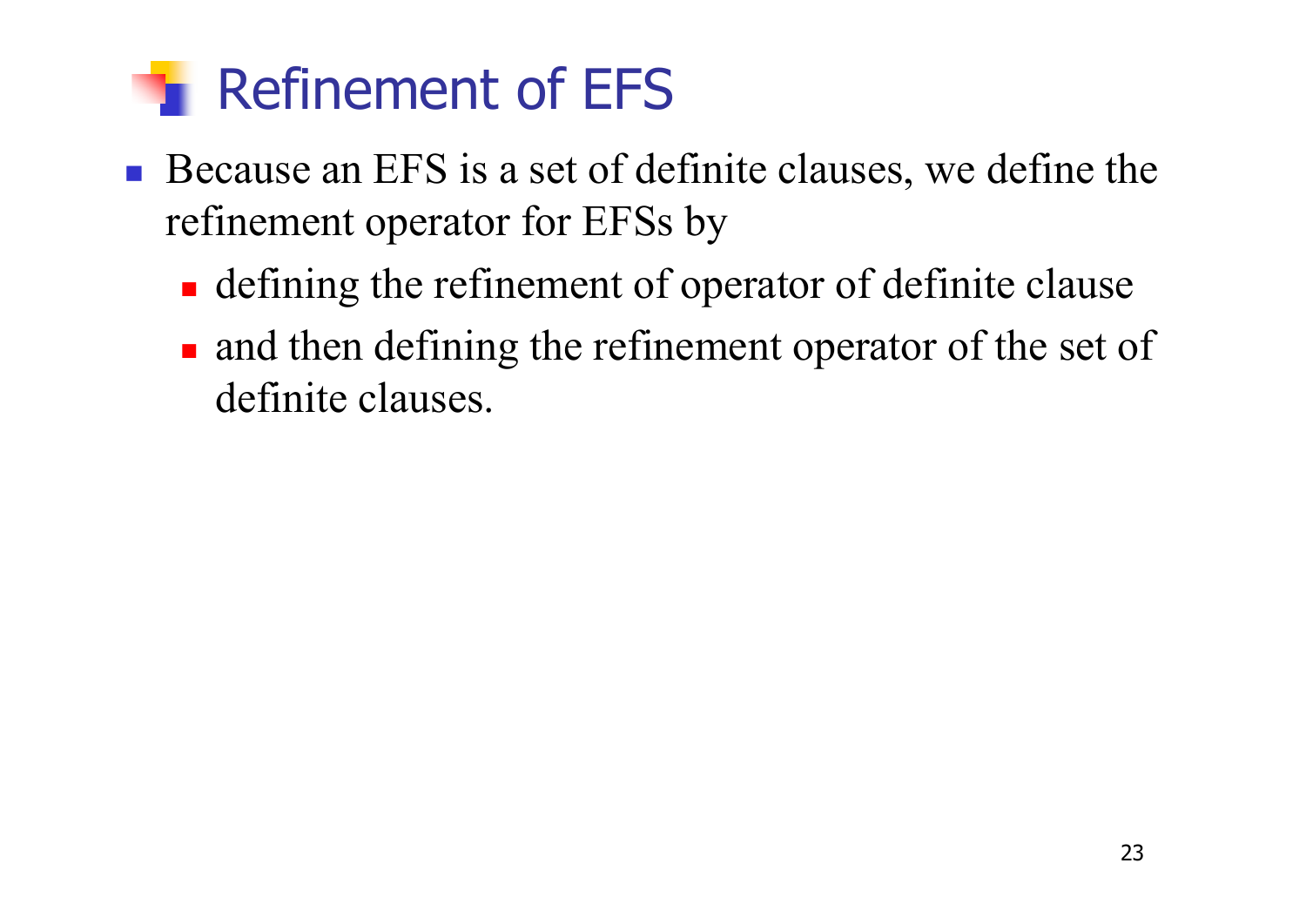# Refinement of EFS

- Because an EFS is a set of definite clauses, we define the refinement operator for EFSs by
  - defining the refinement of operator of definite clause
  - and then defining the refinement operator of the set of definite clauses.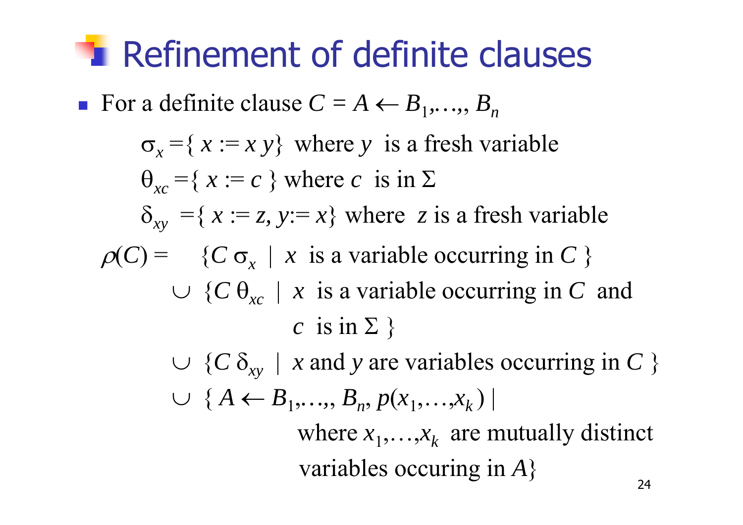# Refinement of definite clauses

- For a definite clause $C = A \leftarrow B_1,\ldots,, B_n$

$$\sigma_x = \{ x := x\ y\} \text{ where } y \text{ is a fresh variable}$$

$$\theta_{xc} = \{ x := c \} \text{ where } c \text{ is in } \Sigma$$

$$\delta_{xy} = \{ x := z, y := x\} \text{ where } z \text{ is a fresh variable}$$

$$\begin{aligned}
\rho(C) = \quad & \{C\,\sigma_x \mid x \text{ is a variable occurring in } C\} \\
& \cup \{C\,\theta_{xc} \mid x \text{ is a variable occurring in } C \text{ and } c \text{ is in } \Sigma\} \\
& \cup \{C\,\delta_{xy} \mid x \text{ and } y \text{ are variables occurring in } C\} \\
& \cup \{A \leftarrow B_1,\ldots,, B_n, p(x_1,\ldots,x_k) \mid \text{where } x_1,\ldots,x_k \text{ are mutually distinct variables occuring in } A\}
\end{aligned}$$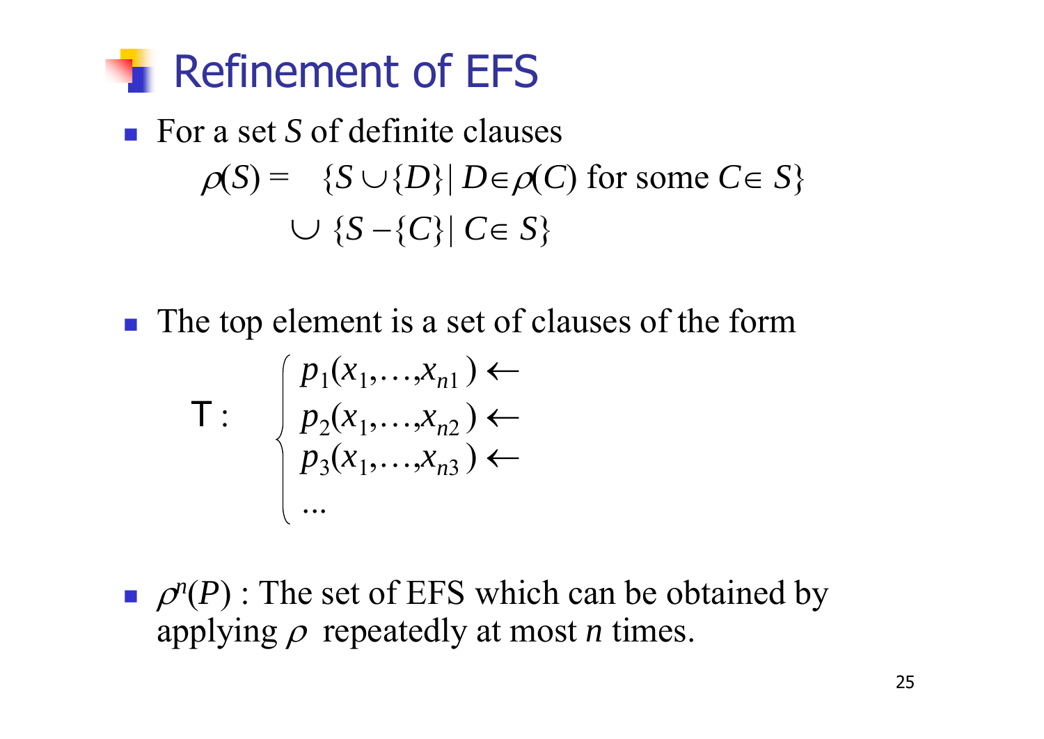# Refinement of EFS

- For a set $S$ of definite clauses

$$\rho(S) = \{S \cup \{D\} \mid D \in \rho(C) \text{ for some } C \in S\} \cup \{S - \{C\} \mid C \in S\}$$

- The top element is a set of clauses of the form

$$\top : \begin{cases} p_1(x_1,\ldots,x_{n1}) \leftarrow \\ p_2(x_1,\ldots,x_{n2}) \leftarrow \\ p_3(x_1,\ldots,x_{n3}) \leftarrow \\ \ldots \end{cases}$$

- $\rho^n(P)$ : The set of EFS which can be obtained by applying $\rho$ repeatedly at most $n$ times.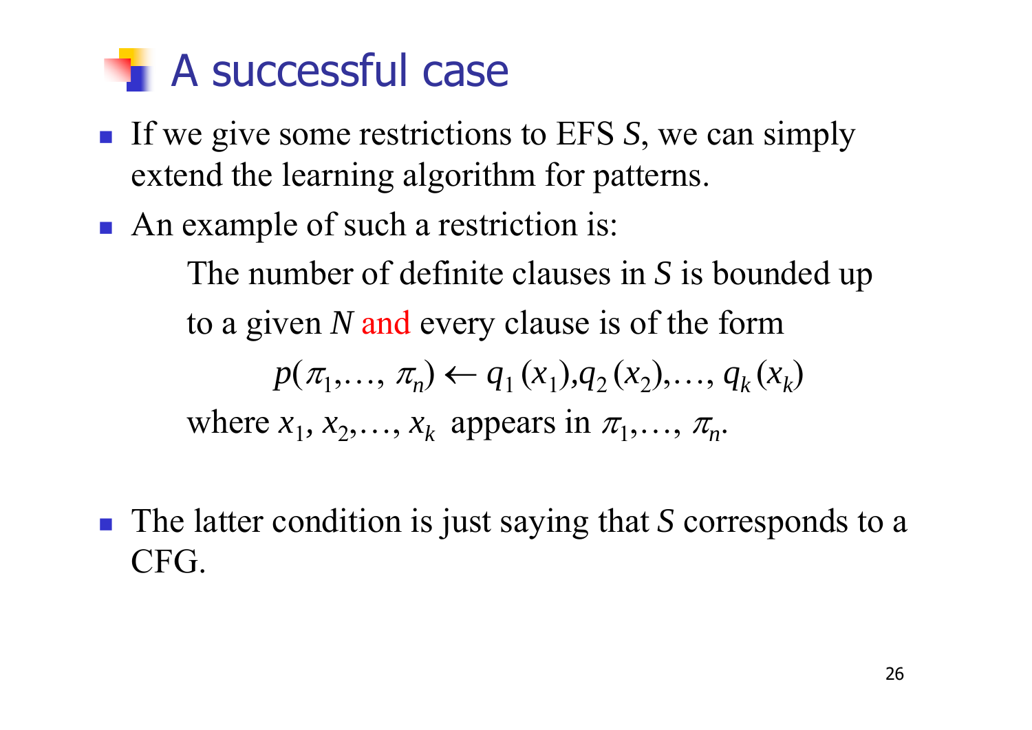# A successful case

- If we give some restrictions to EFS $S$, we can simply extend the learning algorithm for patterns.
- An example of such a restriction is:

  The number of definite clauses in $S$ is bounded up to a given $N$ and every clause is of the form

  $$p(\pi_1, \ldots, \pi_n) \leftarrow q_1(x_1), q_2(x_2), \ldots, q_k(x_k)$$

  where $x_1, x_2, \ldots, x_k$ appears in $\pi_1, \ldots, \pi_n$.

- The latter condition is just saying that $S$ corresponds to a CFG.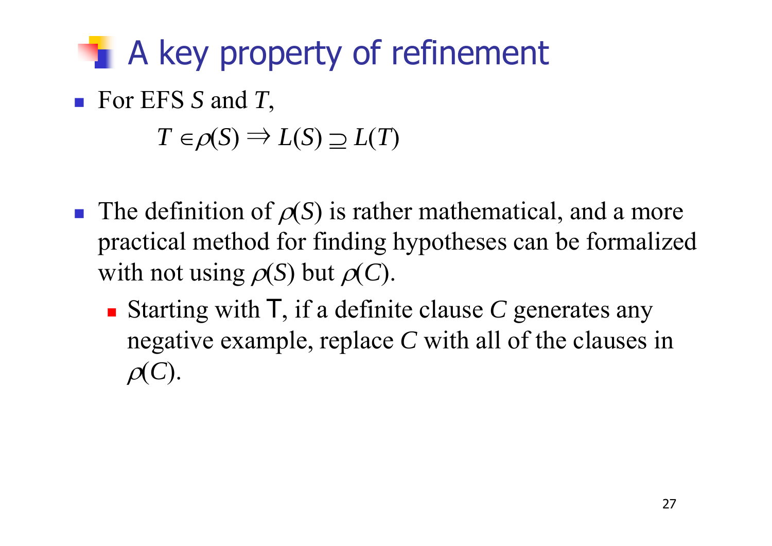# A key property of refinement

- For EFS $S$ and $T$,

$$T \in \rho(S) \Rightarrow L(S) \supseteq L(T)$$

- The definition of $\rho(S)$ is rather mathematical, and a more practical method for finding hypotheses can be formalized with not using $\rho(S)$ but $\rho(C)$.
  - Starting with $\top$, if a definite clause $C$ generates any negative example, replace $C$ with all of the clauses in $\rho(C)$.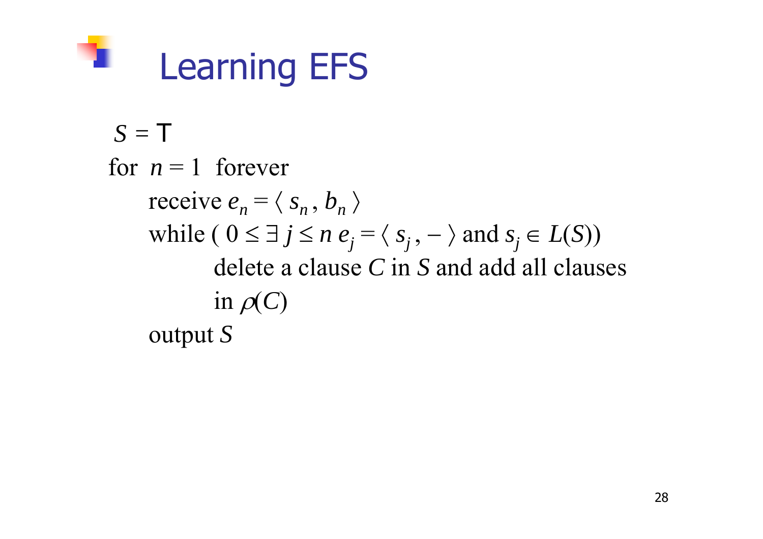# Learning EFS

$S = \top$

for $n = 1$ forever

- receive $e_n = \langle s_n, b_n \rangle$
- while ( $0 \le \exists j \le n \; e_j = \langle s_j, - \rangle$ and $s_j \in L(S)$)
  - delete a clause $C$ in $S$ and add all clauses in $\rho(C)$
- output $S$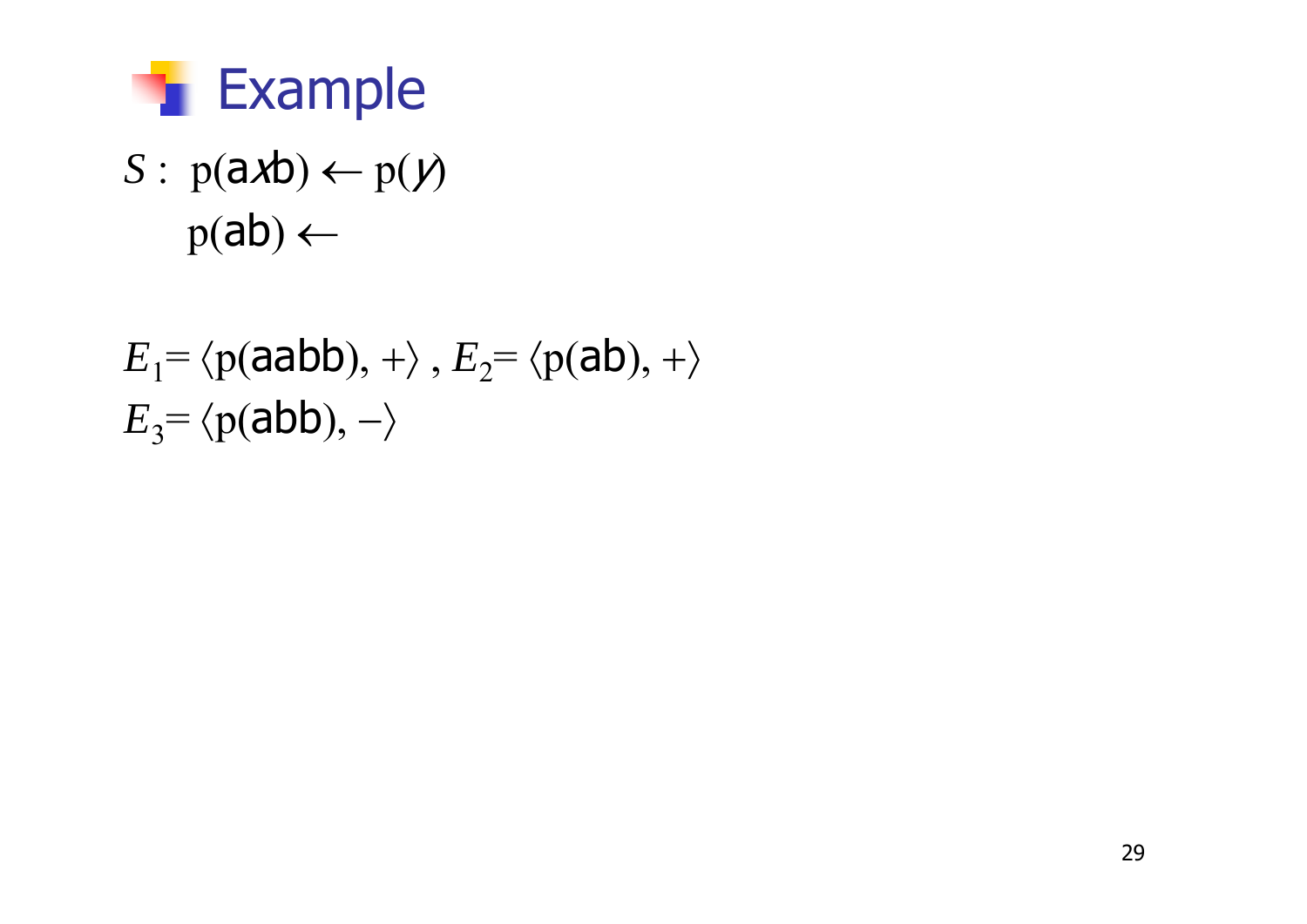# Example

$S$ : $\mathrm{p}(\mathsf{a}x\mathsf{b}) \leftarrow \mathrm{p}(y)$

$\quad\;\; \mathrm{p}(\mathsf{ab}) \leftarrow$

$E_1 = \langle \mathrm{p}(\mathsf{aabb}), + \rangle$ , $E_2 = \langle \mathrm{p}(\mathsf{ab}), + \rangle$

$E_3 = \langle \mathrm{p}(\mathsf{abb}), - \rangle$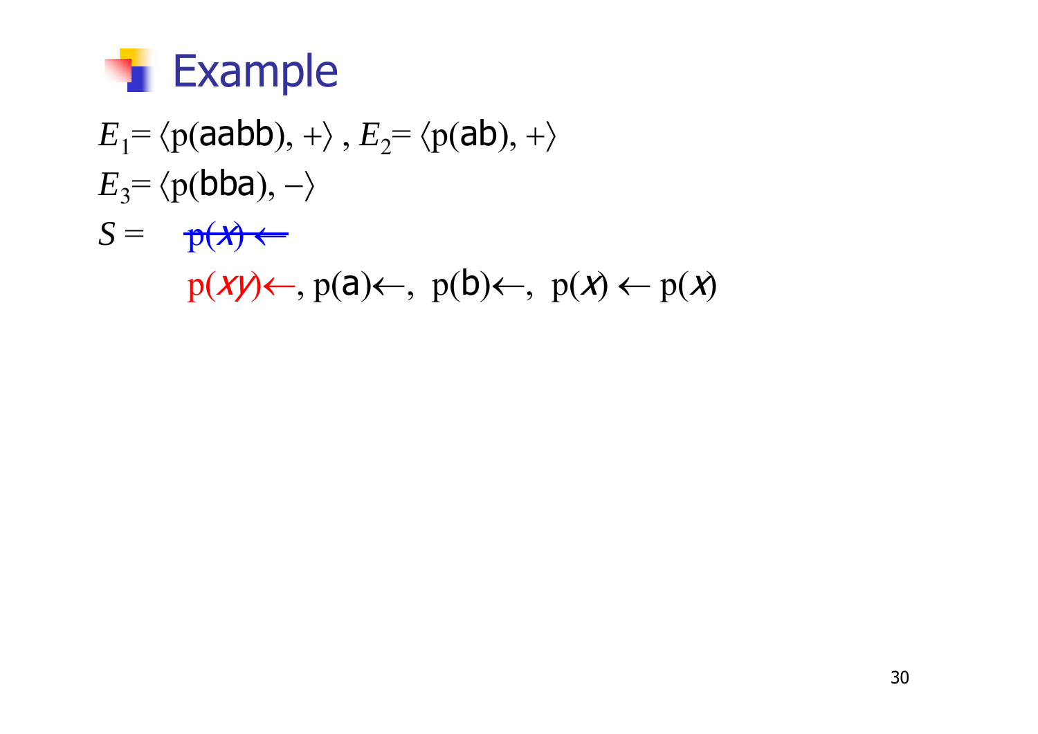# Example

$E_1 = \langle \text{p(aabb)}, + \rangle$ , $E_2 = \langle \text{p(ab)}, + \rangle$

$E_3 = \langle \text{p(bba)}, - \rangle$

$S =$ ~~$\text{p}(x) \leftarrow$~~

$\text{p}(xy) \leftarrow$, $\text{p(a)} \leftarrow$, $\text{p(b)} \leftarrow$, $\text{p}(x) \leftarrow \text{p}(x)$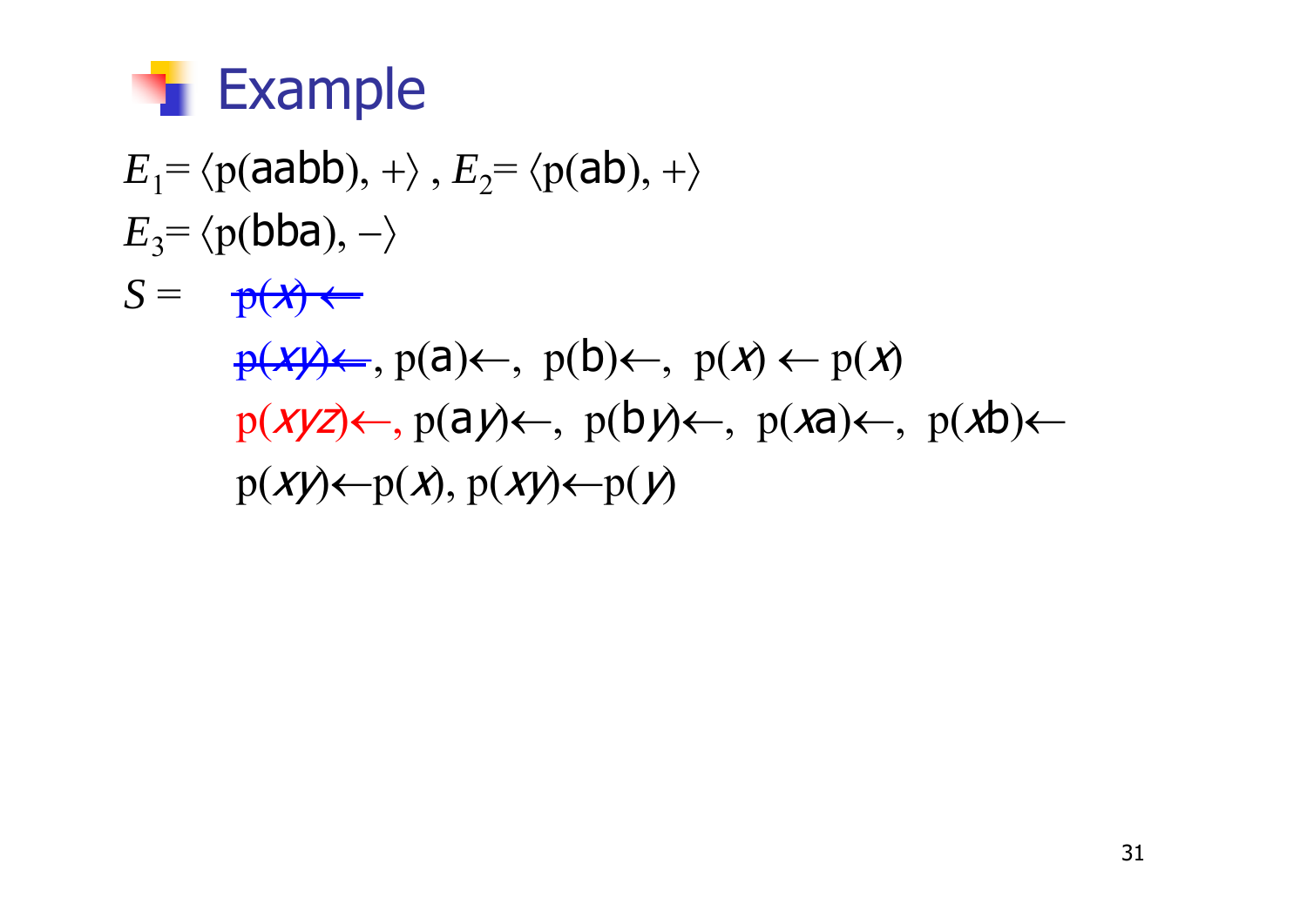# Example

$E_1 = \langle p(aabb), + \rangle$ , $E_2 = \langle p(ab), + \rangle$

$E_3 = \langle p(bba), - \rangle$

$S =$ ~~$p(x) \leftarrow$~~

~~$p(xy) \leftarrow$~~, $p(a) \leftarrow$, $p(b) \leftarrow$, $p(x) \leftarrow p(x)$

$p(xyz) \leftarrow$, $p(ay) \leftarrow$, $p(by) \leftarrow$, $p(xa) \leftarrow$, $p(xb) \leftarrow$

$p(xy) \leftarrow p(x)$, $p(xy) \leftarrow p(y)$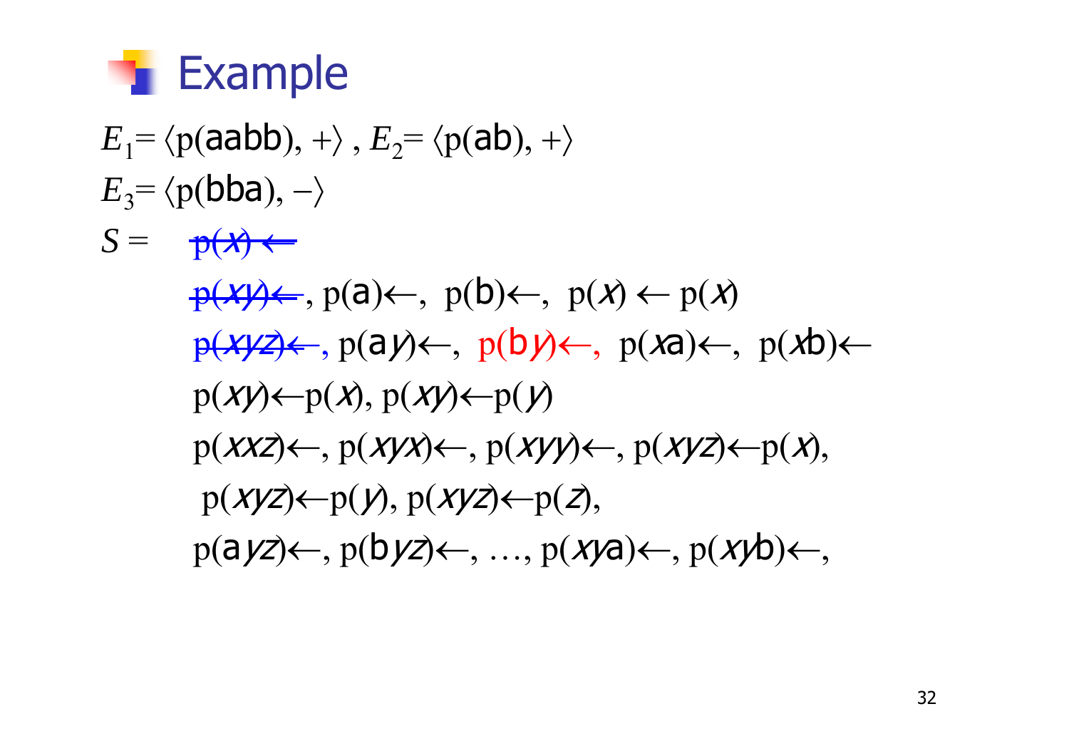# Example

$E_1 = \langle \text{p(aabb)}, + \rangle$ , $E_2 = \langle \text{p(ab)}, + \rangle$

$E_3 = \langle \text{p(bba)}, - \rangle$

$S =$ ~~$\text{p}(x) \leftarrow$~~

~~$\text{p}(xy) \leftarrow$~~, $\text{p(a)} \leftarrow$, $\text{p(b)} \leftarrow$, $\text{p}(x) \leftarrow \text{p}(x)$

~~$\text{p}(xyz) \leftarrow$~~, $\text{p(a}y) \leftarrow$, $\text{p(b}y) \leftarrow$, $\text{p}(x\text{a}) \leftarrow$, $\text{p}(x\text{b}) \leftarrow$

$\text{p}(xy) \leftarrow \text{p}(x)$, $\text{p}(xy) \leftarrow \text{p}(y)$

$\text{p}(xxz) \leftarrow$, $\text{p}(xyx) \leftarrow$, $\text{p}(xyy) \leftarrow$, $\text{p}(xyz) \leftarrow \text{p}(x)$,

$\text{p}(xyz) \leftarrow \text{p}(y)$, $\text{p}(xyz) \leftarrow \text{p}(z)$,

$\text{p(a}yz) \leftarrow$, $\text{p(b}yz) \leftarrow$, …, $\text{p}(xy\text{a}) \leftarrow$, $\text{p}(xy\text{b}) \leftarrow$,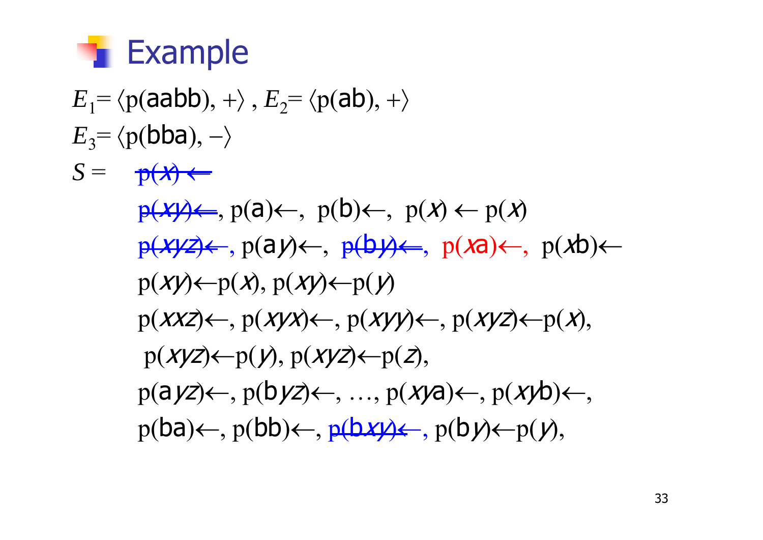# Example

$E_1 = \langle \mathrm{p(aabb)}, + \rangle$ , $E_2 = \langle \mathrm{p(ab)}, + \rangle$

$E_3 = \langle \mathrm{p(bba)}, - \rangle$

$S =$ ~~p(*x*) ←~~

~~p(*xy*) ←~~, p(a)←, p(b)←, p(*x*) ← p(*x*)

~~p(*xyz*)←~~, p(a*y*)←, ~~p(b*y*)←~~, p(*x*a)←, p(*x*b)←

p(*xy*)←p(*x*), p(*xy*)←p(*y*)

p(*xxz*)←, p(*xyx*)←, p(*xyy*)←, p(*xyz*)←p(*x*),

p(*xyz*)←p(*y*), p(*xyz*)←p(*z*),

p(a*yz*)←, p(b*yz*)←, …, p(*xy*a)←, p(*xy*b)←,

p(ba)←, p(bb)←, ~~p(b*xy*)←~~, p(b*y*)←p(*y*),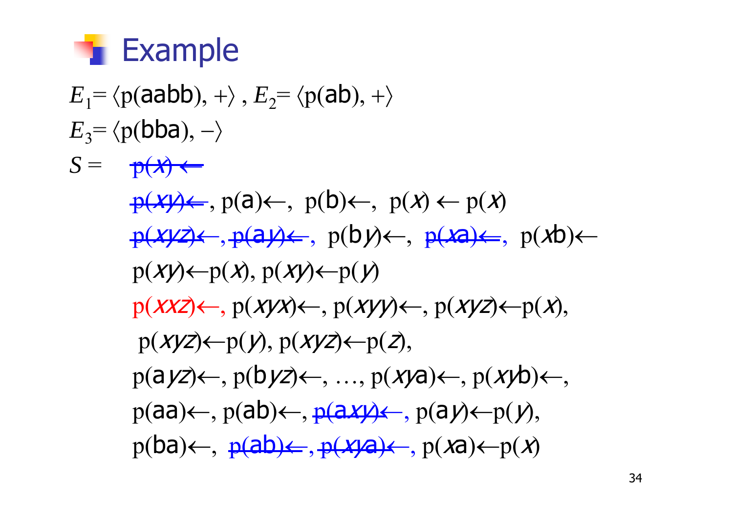# Example

$E_1 = \langle \text{p(aabb)}, + \rangle$, $E_2 = \langle \text{p(ab)}, + \rangle$

$E_3 = \langle \text{p(bba)}, - \rangle$

$S =$ ~~p(*x*) ←~~

~~p(*xy*)←~~, p(a)←, p(b)←, p(*x*) ← p(*x*)

~~p(*xyz*)←~~, ~~p(a*y*)←~~, p(b*y*)←, ~~p(*x*a)←~~, p(*x*b)←

p(*xy*)←p(*x*), p(*xy*)←p(*y*)

p(*xxz*)←, p(*xyx*)←, p(*xyy*)←, p(*xyz*)←p(*x*),

p(*xyz*)←p(*y*), p(*xyz*)←p(*z*),

p(a*yz*)←, p(b*yz*)←, …, p(*xy*a)←, p(*xy*b)←,

p(aa)←, p(ab)←, ~~p(a*xy*)←~~, p(a*y*)←p(*y*),

p(ba)←, ~~p(ab)←~~, ~~p(*xy*a)←~~, p(*x*a)←p(*x*)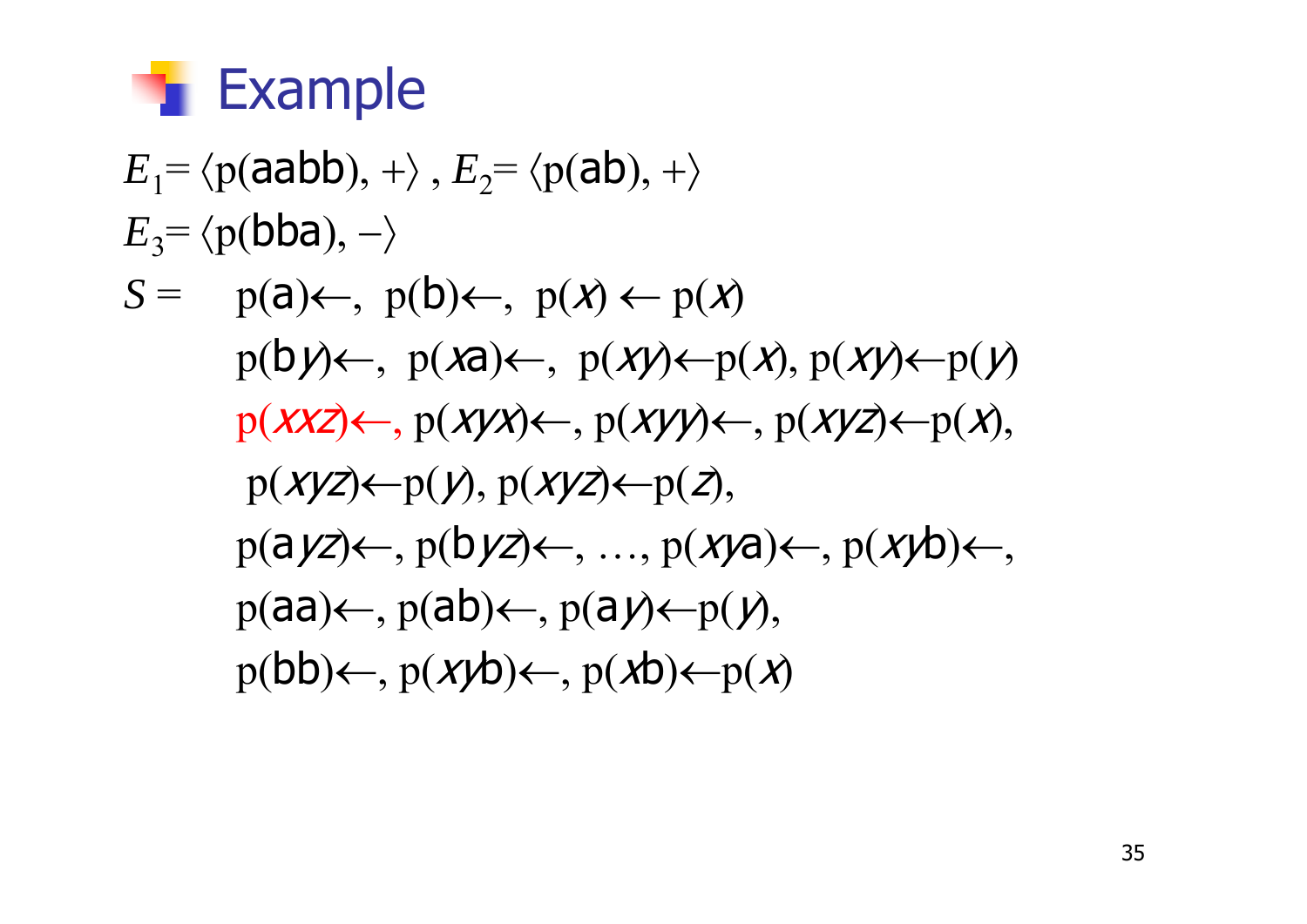# Example

$E_1 = \langle \mathrm{p}(\mathsf{aabb}), + \rangle$ , $E_2 = \langle \mathrm{p}(\mathsf{ab}), + \rangle$

$E_3 = \langle \mathrm{p}(\mathsf{bba}), - \rangle$

$S =$ $\mathrm{p}(\mathsf{a}) \leftarrow$, $\mathrm{p}(\mathsf{b}) \leftarrow$, $\mathrm{p}(x) \leftarrow \mathrm{p}(x)$

$\mathrm{p}(\mathsf{b}y) \leftarrow$, $\mathrm{p}(x\mathsf{a}) \leftarrow$, $\mathrm{p}(xy) \leftarrow \mathrm{p}(x)$, $\mathrm{p}(xy) \leftarrow \mathrm{p}(y)$

$\mathrm{p}(xxz) \leftarrow$, $\mathrm{p}(xyx) \leftarrow$, $\mathrm{p}(xyy) \leftarrow$, $\mathrm{p}(xyz) \leftarrow \mathrm{p}(x)$,

$\mathrm{p}(xyz) \leftarrow \mathrm{p}(y)$, $\mathrm{p}(xyz) \leftarrow \mathrm{p}(z)$,

$\mathrm{p}(\mathsf{a}yz) \leftarrow$, $\mathrm{p}(\mathsf{b}yz) \leftarrow$, …, $\mathrm{p}(xy\mathsf{a}) \leftarrow$, $\mathrm{p}(xy\mathsf{b}) \leftarrow$,

$\mathrm{p}(\mathsf{aa}) \leftarrow$, $\mathrm{p}(\mathsf{ab}) \leftarrow$, $\mathrm{p}(\mathsf{a}y) \leftarrow \mathrm{p}(y)$,

$\mathrm{p}(\mathsf{bb}) \leftarrow$, $\mathrm{p}(xy\mathsf{b}) \leftarrow$, $\mathrm{p}(x\mathsf{b}) \leftarrow \mathrm{p}(x)$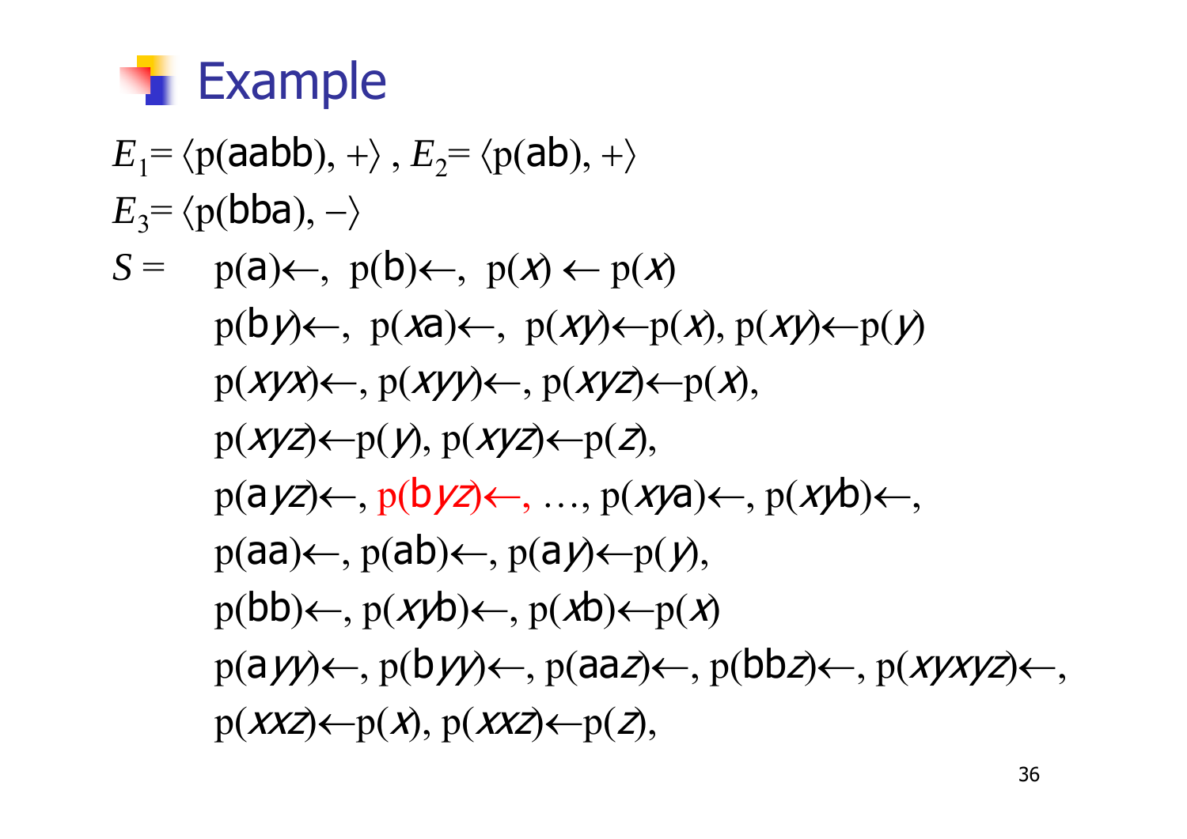# Example

$E_1 = \langle \mathrm{p(aabb)}, + \rangle$ , $E_2 = \langle \mathrm{p(ab)}, + \rangle$

$E_3 = \langle \mathrm{p(bba)}, - \rangle$

$S =$ $\mathrm{p(a)} \leftarrow$, $\mathrm{p(b)} \leftarrow$, $\mathrm{p}(x) \leftarrow \mathrm{p}(x)$

$\mathrm{p(b}y) \leftarrow$, $\mathrm{p}(x\mathrm{a}) \leftarrow$, $\mathrm{p}(xy) \leftarrow \mathrm{p}(x)$, $\mathrm{p}(xy) \leftarrow \mathrm{p}(y)$

$\mathrm{p}(xyx) \leftarrow$, $\mathrm{p}(xyy) \leftarrow$, $\mathrm{p}(xyz) \leftarrow \mathrm{p}(x)$,

$\mathrm{p}(xyz) \leftarrow \mathrm{p}(y)$, $\mathrm{p}(xyz) \leftarrow \mathrm{p}(z)$,

$\mathrm{p(a}yz) \leftarrow$, $\mathrm{p(b}yz) \leftarrow$, …, $\mathrm{p}(xy\mathrm{a}) \leftarrow$, $\mathrm{p}(xy\mathrm{b}) \leftarrow$,

$\mathrm{p(aa)} \leftarrow$, $\mathrm{p(ab)} \leftarrow$, $\mathrm{p(a}y) \leftarrow \mathrm{p}(y)$,

$\mathrm{p(bb)} \leftarrow$, $\mathrm{p}(xy\mathrm{b}) \leftarrow$, $\mathrm{p}(x\mathrm{b}) \leftarrow \mathrm{p}(x)$

$\mathrm{p(a}yy) \leftarrow$, $\mathrm{p(b}yy) \leftarrow$, $\mathrm{p(aa}z) \leftarrow$, $\mathrm{p(bb}z) \leftarrow$, $\mathrm{p}(xyxyz) \leftarrow$,

$\mathrm{p}(xxz) \leftarrow \mathrm{p}(x)$, $\mathrm{p}(xxz) \leftarrow \mathrm{p}(z)$,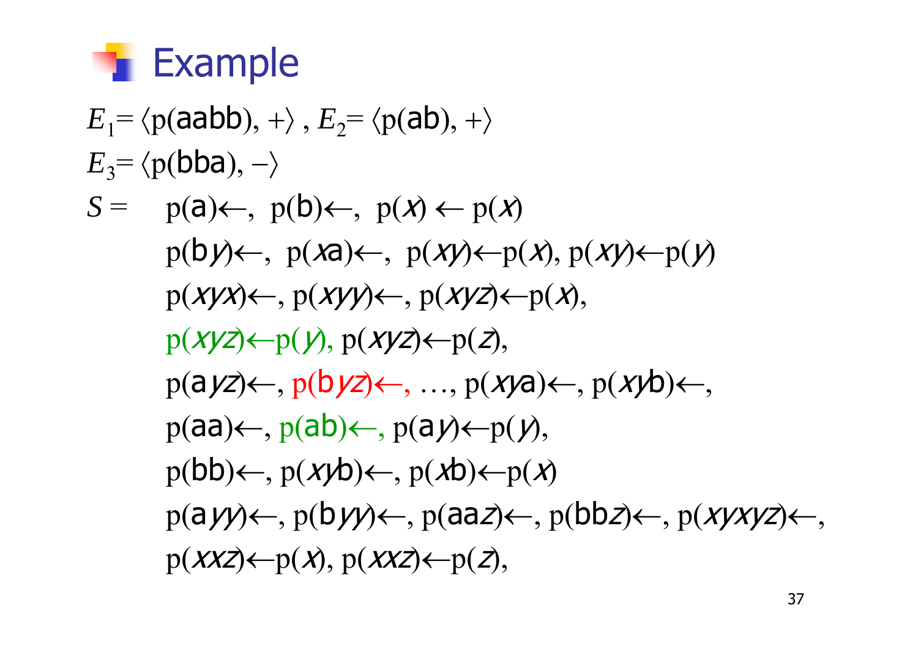# Example

$E_1 = \langle \text{p(aabb)}, + \rangle$ , $E_2 = \langle \text{p(ab)}, + \rangle$

$E_3 = \langle \text{p(bba)}, - \rangle$

$S =$ p(a)←, p(b)←, p($x$) ← p($x$)

p(b$y$)←, p($x$a)←, p($xy$)←p($x$), p($xy$)←p($y$)

p($xyx$)←, p($xyy$)←, p($xyz$)←p($x$),

p($xyz$)←p($y$), p($xyz$)←p($z$),

p(a$yz$)←, p(b$yz$)←, …, p($xy$a)←, p($xy$b)←,

p(aa)←, p(ab)←, p(a$y$)←p($y$),

p(bb)←, p($xy$b)←, p($x$b)←p($x$)

p(a$yy$)←, p(b$yy$)←, p(aa$z$)←, p(bb$z$)←, p($xyxyz$)←,

p($xxz$)←p($x$), p($xxz$)←p($z$),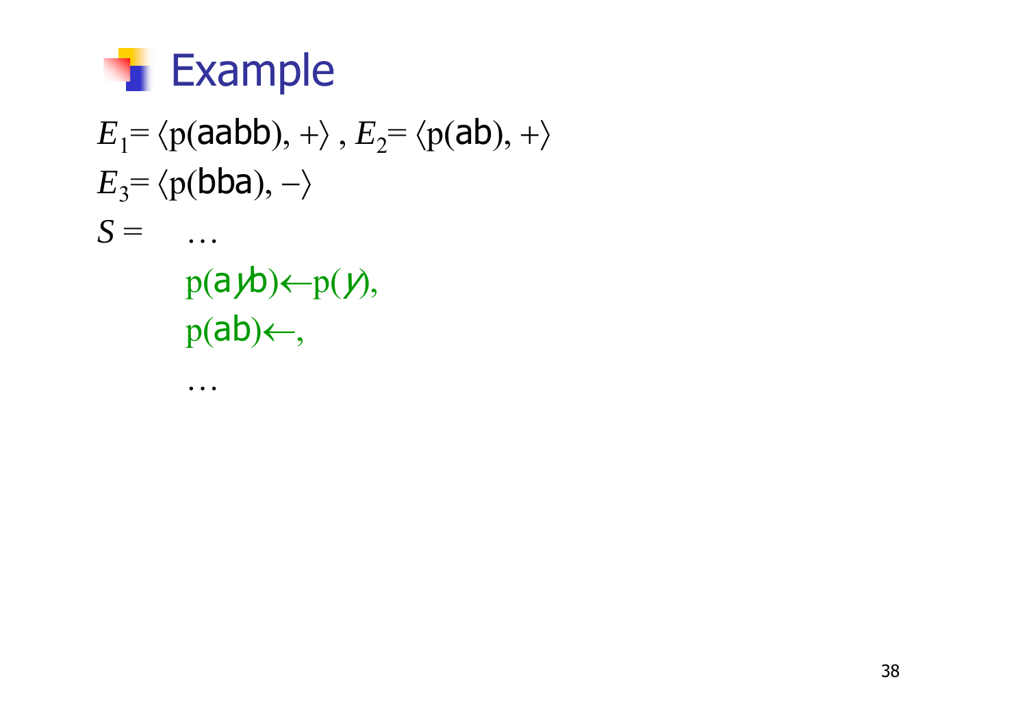# Example

$E_1 = \langle \mathrm{p}(\mathsf{aabb}), + \rangle$ , $E_2 = \langle \mathrm{p}(\mathsf{ab}), + \rangle$

$E_3 = \langle \mathrm{p}(\mathsf{bba}), - \rangle$

$S =$ …

$\mathrm{p}(\mathsf{a}y\mathsf{b}) \leftarrow \mathrm{p}(y)$,

$\mathrm{p}(\mathsf{ab}) \leftarrow$,

…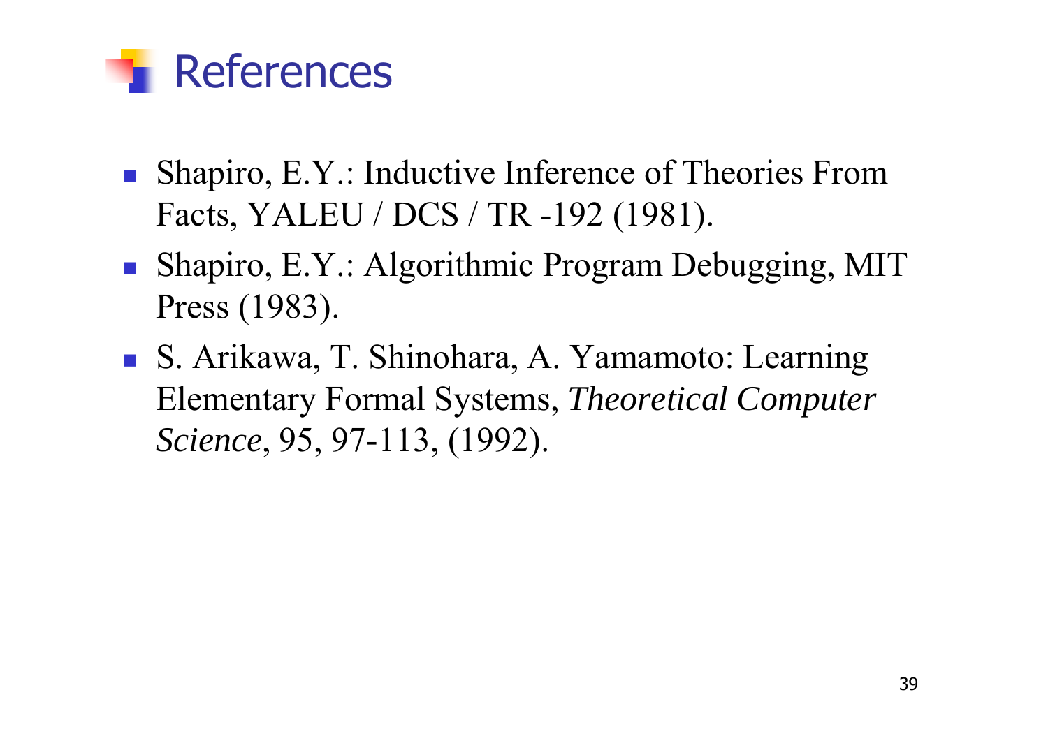# References

- Shapiro, E.Y.: Inductive Inference of Theories From Facts, YALEU / DCS / TR -192 (1981).
- Shapiro, E.Y.: Algorithmic Program Debugging, MIT Press (1983).
- S. Arikawa, T. Shinohara, A. Yamamoto: Learning Elementary Formal Systems, *Theoretical Computer Science*, 95, 97-113, (1992).